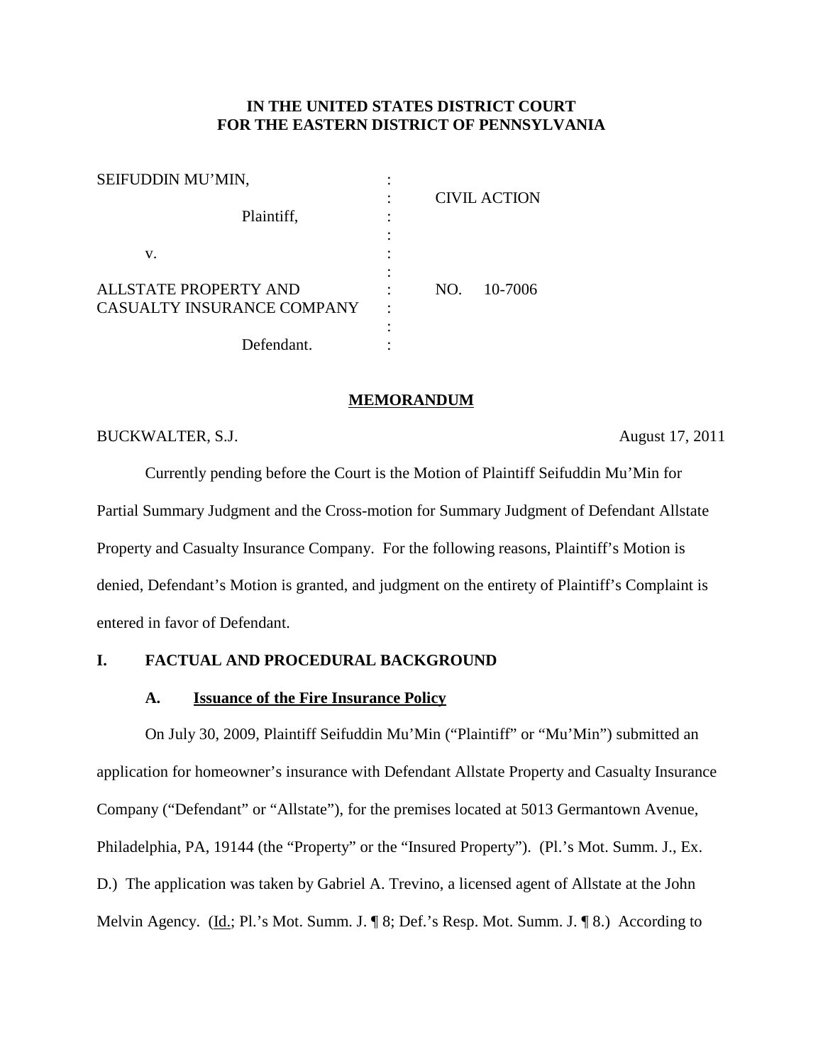**IN THE UNITED STATES DISTRICT COURT**
**FOR THE EASTERN DISTRICT OF PENNSYLVANIA**

| | | |
|---|---|---|
| SEIFUDDIN MU'MIN, | : | |
| | : | CIVIL ACTION |
| Plaintiff, | : | |
| | : | |
| v. | : | |
| | : | |
| ALLSTATE PROPERTY AND | : | NO. 10-7006 |
| CASUALTY INSURANCE COMPANY | : | |
| | : | |
| Defendant. | : | |

**MEMORANDUM**

BUCKWALTER, S.J. August 17, 2011

Currently pending before the Court is the Motion of Plaintiff Seifuddin Mu'Min for Partial Summary Judgment and the Cross-motion for Summary Judgment of Defendant Allstate Property and Casualty Insurance Company. For the following reasons, Plaintiff's Motion is denied, Defendant's Motion is granted, and judgment on the entirety of Plaintiff's Complaint is entered in favor of Defendant.

## I. FACTUAL AND PROCEDURAL BACKGROUND

### A. Issuance of the Fire Insurance Policy

On July 30, 2009, Plaintiff Seifuddin Mu'Min ("Plaintiff" or "Mu'Min") submitted an application for homeowner's insurance with Defendant Allstate Property and Casualty Insurance Company ("Defendant" or "Allstate"), for the premises located at 5013 Germantown Avenue, Philadelphia, PA, 19144 (the "Property" or the "Insured Property"). (Pl.'s Mot. Summ. J., Ex. D.) The application was taken by Gabriel A. Trevino, a licensed agent of Allstate at the John Melvin Agency. (Id.; Pl.'s Mot. Summ. J. ¶ 8; Def.'s Resp. Mot. Summ. J. ¶ 8.) According to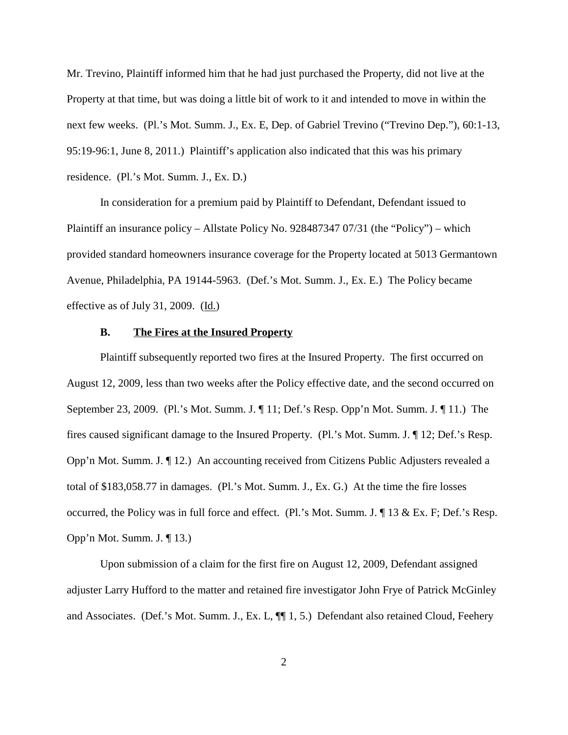Mr. Trevino, Plaintiff informed him that he had just purchased the Property, did not live at the Property at that time, but was doing a little bit of work to it and intended to move in within the next few weeks. (Pl.'s Mot. Summ. J., Ex. E, Dep. of Gabriel Trevino ("Trevino Dep."), 60:1-13, 95:19-96:1, June 8, 2011.) Plaintiff's application also indicated that this was his primary residence. (Pl.'s Mot. Summ. J., Ex. D.)

In consideration for a premium paid by Plaintiff to Defendant, Defendant issued to Plaintiff an insurance policy – Allstate Policy No. 928487347 07/31 (the "Policy") – which provided standard homeowners insurance coverage for the Property located at 5013 Germantown Avenue, Philadelphia, PA 19144-5963. (Def.'s Mot. Summ. J., Ex. E.) The Policy became effective as of July 31, 2009. (Id.)

### B. The Fires at the Insured Property

Plaintiff subsequently reported two fires at the Insured Property. The first occurred on August 12, 2009, less than two weeks after the Policy effective date, and the second occurred on September 23, 2009. (Pl.'s Mot. Summ. J. ¶ 11; Def.'s Resp. Opp'n Mot. Summ. J. ¶ 11.) The fires caused significant damage to the Insured Property. (Pl.'s Mot. Summ. J. ¶ 12; Def.'s Resp. Opp'n Mot. Summ. J. ¶ 12.) An accounting received from Citizens Public Adjusters revealed a total of $183,058.77 in damages. (Pl.'s Mot. Summ. J., Ex. G.) At the time the fire losses occurred, the Policy was in full force and effect. (Pl.'s Mot. Summ. J. ¶ 13 & Ex. F; Def.'s Resp. Opp'n Mot. Summ. J. ¶ 13.)

Upon submission of a claim for the first fire on August 12, 2009, Defendant assigned adjuster Larry Hufford to the matter and retained fire investigator John Frye of Patrick McGinley and Associates. (Def.'s Mot. Summ. J., Ex. L, ¶¶ 1, 5.) Defendant also retained Cloud, Feehery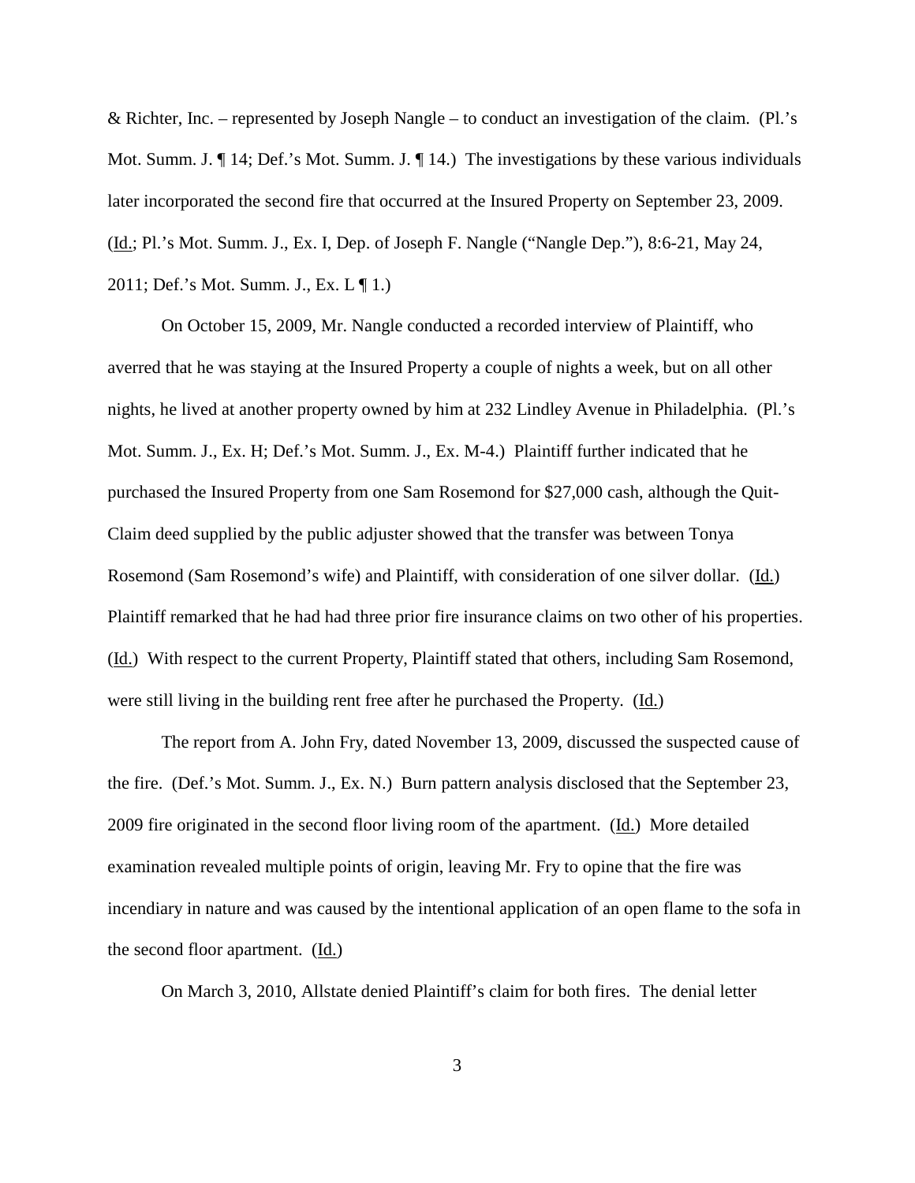& Richter, Inc. – represented by Joseph Nangle – to conduct an investigation of the claim. (Pl.'s Mot. Summ. J. ¶ 14; Def.'s Mot. Summ. J. ¶ 14.) The investigations by these various individuals later incorporated the second fire that occurred at the Insured Property on September 23, 2009. (Id.; Pl.'s Mot. Summ. J., Ex. I, Dep. of Joseph F. Nangle ("Nangle Dep."), 8:6-21, May 24, 2011; Def.'s Mot. Summ. J., Ex. L ¶ 1.)

On October 15, 2009, Mr. Nangle conducted a recorded interview of Plaintiff, who averred that he was staying at the Insured Property a couple of nights a week, but on all other nights, he lived at another property owned by him at 232 Lindley Avenue in Philadelphia. (Pl.'s Mot. Summ. J., Ex. H; Def.'s Mot. Summ. J., Ex. M-4.) Plaintiff further indicated that he purchased the Insured Property from one Sam Rosemond for $27,000 cash, although the Quit-Claim deed supplied by the public adjuster showed that the transfer was between Tonya Rosemond (Sam Rosemond's wife) and Plaintiff, with consideration of one silver dollar. (Id.) Plaintiff remarked that he had had three prior fire insurance claims on two other of his properties. (Id.) With respect to the current Property, Plaintiff stated that others, including Sam Rosemond, were still living in the building rent free after he purchased the Property. (Id.)

The report from A. John Fry, dated November 13, 2009, discussed the suspected cause of the fire. (Def.'s Mot. Summ. J., Ex. N.) Burn pattern analysis disclosed that the September 23, 2009 fire originated in the second floor living room of the apartment. (Id.) More detailed examination revealed multiple points of origin, leaving Mr. Fry to opine that the fire was incendiary in nature and was caused by the intentional application of an open flame to the sofa in the second floor apartment. (Id.)

On March 3, 2010, Allstate denied Plaintiff's claim for both fires. The denial letter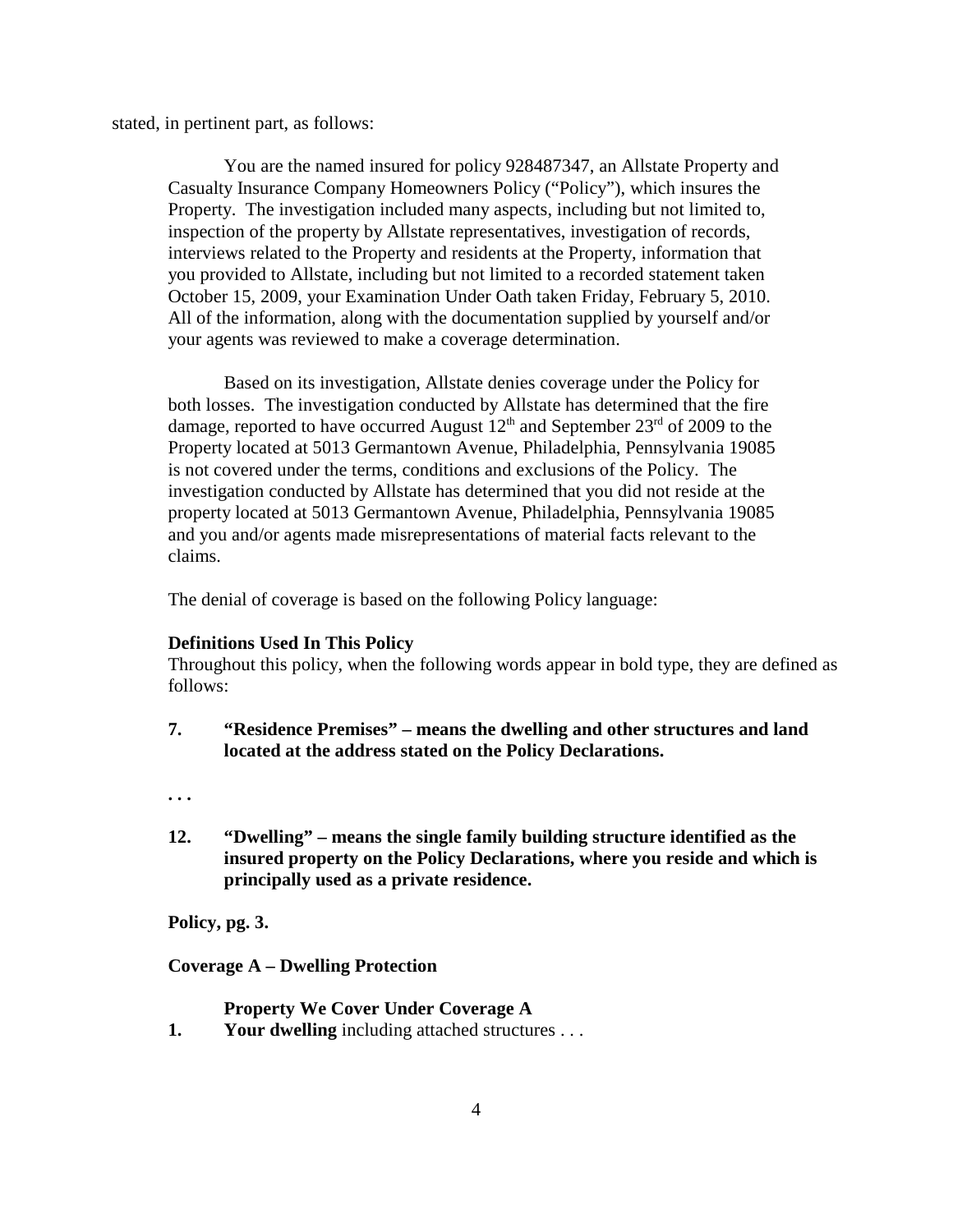stated, in pertinent part, as follows:

> You are the named insured for policy 928487347, an Allstate Property and Casualty Insurance Company Homeowners Policy ("Policy"), which insures the Property. The investigation included many aspects, including but not limited to, inspection of the property by Allstate representatives, investigation of records, interviews related to the Property and residents at the Property, information that you provided to Allstate, including but not limited to a recorded statement taken October 15, 2009, your Examination Under Oath taken Friday, February 5, 2010. All of the information, along with the documentation supplied by yourself and/or your agents was reviewed to make a coverage determination.
>
> Based on its investigation, Allstate denies coverage under the Policy for both losses. The investigation conducted by Allstate has determined that the fire damage, reported to have occurred August 12th and September 23rd of 2009 to the Property located at 5013 Germantown Avenue, Philadelphia, Pennsylvania 19085 is not covered under the terms, conditions and exclusions of the Policy. The investigation conducted by Allstate has determined that you did not reside at the property located at 5013 Germantown Avenue, Philadelphia, Pennsylvania 19085 and you and/or agents made misrepresentations of material facts relevant to the claims.
>
> The denial of coverage is based on the following Policy language:
>
> **Definitions Used In This Policy**
> Throughout this policy, when the following words appear in bold type, they are defined as follows:
>
> **7. "Residence Premises" – means the dwelling and other structures and land located at the address stated on the Policy Declarations.**
>
> **. . .**
>
> **12. "Dwelling" – means the single family building structure identified as the insured property on the Policy Declarations, where you reside and which is principally used as a private residence.**
>
> **Policy, pg. 3.**
>
> **Coverage A – Dwelling Protection**
>
> **Property We Cover Under Coverage A**
>
> **1. Your dwelling** including attached structures . . .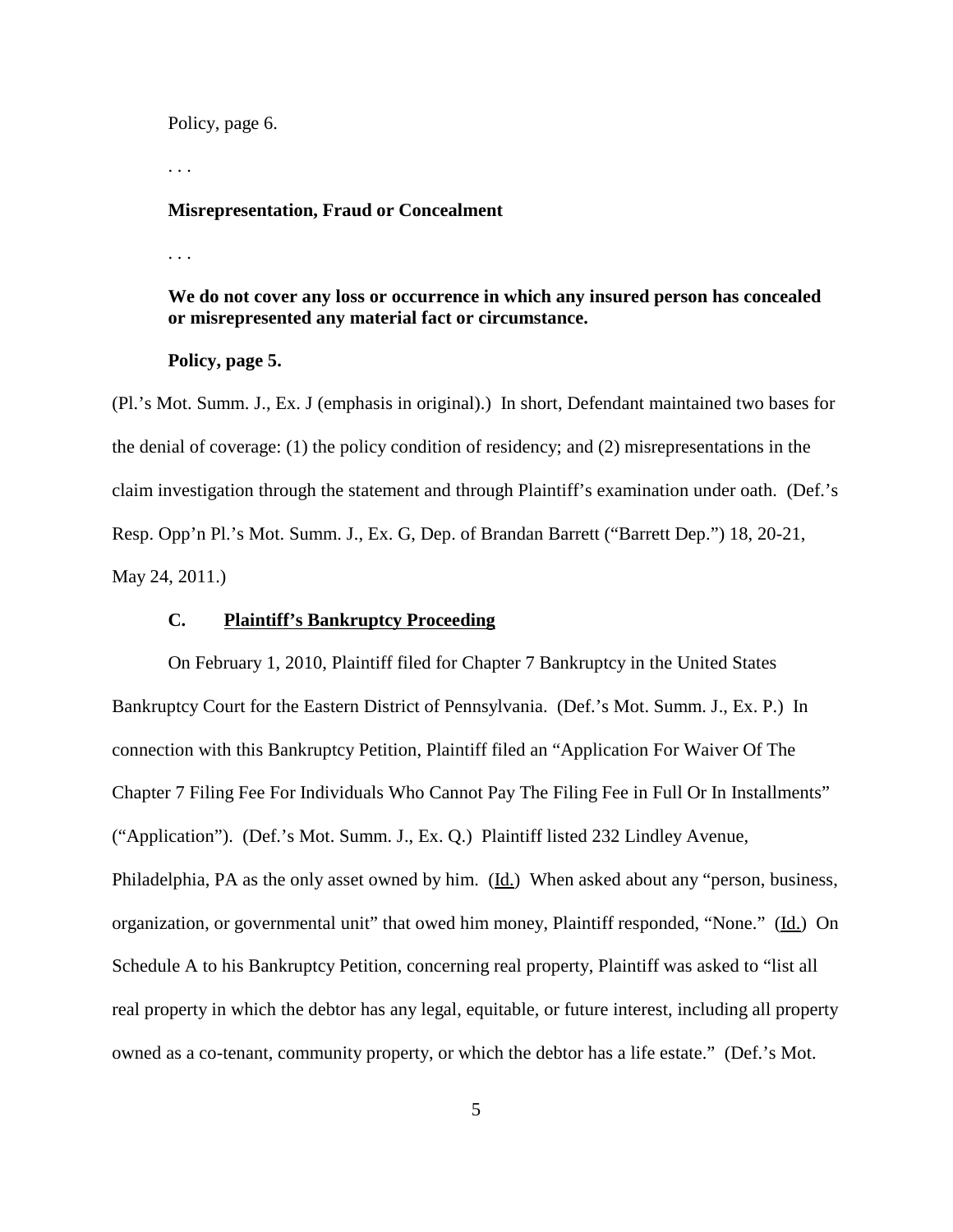Policy, page 6.

. . .

**Misrepresentation, Fraud or Concealment**

. . .

**We do not cover any loss or occurrence in which any insured person has concealed or misrepresented any material fact or circumstance.**

**Policy, page 5.**

(Pl.'s Mot. Summ. J., Ex. J (emphasis in original).) In short, Defendant maintained two bases for the denial of coverage: (1) the policy condition of residency; and (2) misrepresentations in the claim investigation through the statement and through Plaintiff's examination under oath. (Def.'s Resp. Opp'n Pl.'s Mot. Summ. J., Ex. G, Dep. of Brandan Barrett ("Barrett Dep.") 18, 20-21, May 24, 2011.)

### C. Plaintiff's Bankruptcy Proceeding

On February 1, 2010, Plaintiff filed for Chapter 7 Bankruptcy in the United States Bankruptcy Court for the Eastern District of Pennsylvania. (Def.'s Mot. Summ. J., Ex. P.) In connection with this Bankruptcy Petition, Plaintiff filed an "Application For Waiver Of The Chapter 7 Filing Fee For Individuals Who Cannot Pay The Filing Fee in Full Or In Installments" ("Application"). (Def.'s Mot. Summ. J., Ex. Q.) Plaintiff listed 232 Lindley Avenue, Philadelphia, PA as the only asset owned by him. (Id.) When asked about any "person, business, organization, or governmental unit" that owed him money, Plaintiff responded, "None." (Id.) On Schedule A to his Bankruptcy Petition, concerning real property, Plaintiff was asked to "list all real property in which the debtor has any legal, equitable, or future interest, including all property owned as a co-tenant, community property, or which the debtor has a life estate." (Def.'s Mot.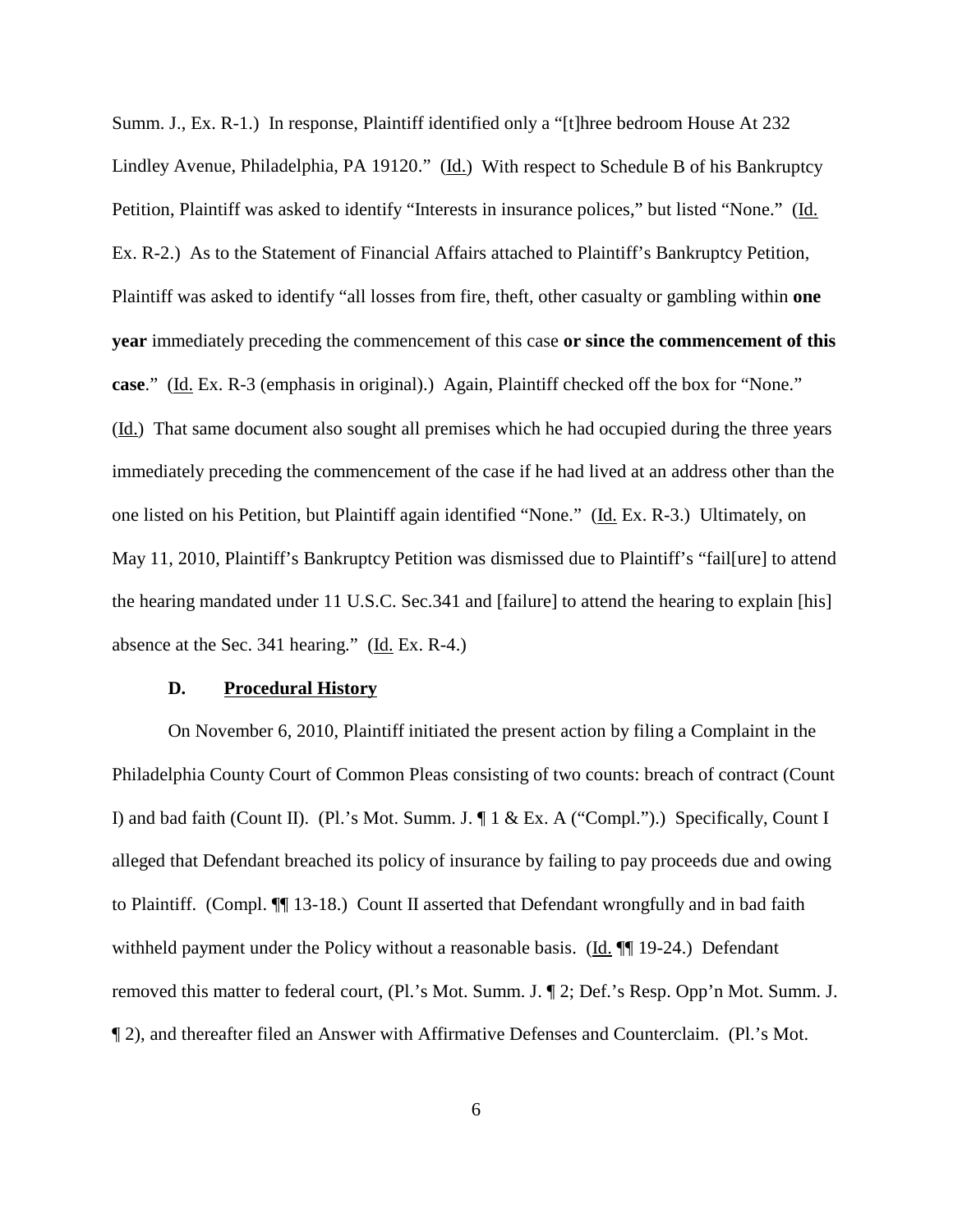Summ. J., Ex. R-1.) In response, Plaintiff identified only a "[t]hree bedroom House At 232 Lindley Avenue, Philadelphia, PA 19120." (Id.) With respect to Schedule B of his Bankruptcy Petition, Plaintiff was asked to identify "Interests in insurance polices," but listed "None." (Id. Ex. R-2.) As to the Statement of Financial Affairs attached to Plaintiff's Bankruptcy Petition, Plaintiff was asked to identify "all losses from fire, theft, other casualty or gambling within **one year** immediately preceding the commencement of this case **or since the commencement of this case**." (Id. Ex. R-3 (emphasis in original).) Again, Plaintiff checked off the box for "None." (Id.) That same document also sought all premises which he had occupied during the three years immediately preceding the commencement of the case if he had lived at an address other than the one listed on his Petition, but Plaintiff again identified "None." (Id. Ex. R-3.) Ultimately, on May 11, 2010, Plaintiff's Bankruptcy Petition was dismissed due to Plaintiff's "fail[ure] to attend the hearing mandated under 11 U.S.C. Sec.341 and [failure] to attend the hearing to explain [his] absence at the Sec. 341 hearing." (Id. Ex. R-4.)

### D. Procedural History

On November 6, 2010, Plaintiff initiated the present action by filing a Complaint in the Philadelphia County Court of Common Pleas consisting of two counts: breach of contract (Count I) and bad faith (Count II). (Pl.'s Mot. Summ. J. ¶ 1 & Ex. A ("Compl.").) Specifically, Count I alleged that Defendant breached its policy of insurance by failing to pay proceeds due and owing to Plaintiff. (Compl. ¶¶ 13-18.) Count II asserted that Defendant wrongfully and in bad faith withheld payment under the Policy without a reasonable basis. (Id. ¶¶ 19-24.) Defendant removed this matter to federal court, (Pl.'s Mot. Summ. J. ¶ 2; Def.'s Resp. Opp'n Mot. Summ. J. ¶ 2), and thereafter filed an Answer with Affirmative Defenses and Counterclaim. (Pl.'s Mot.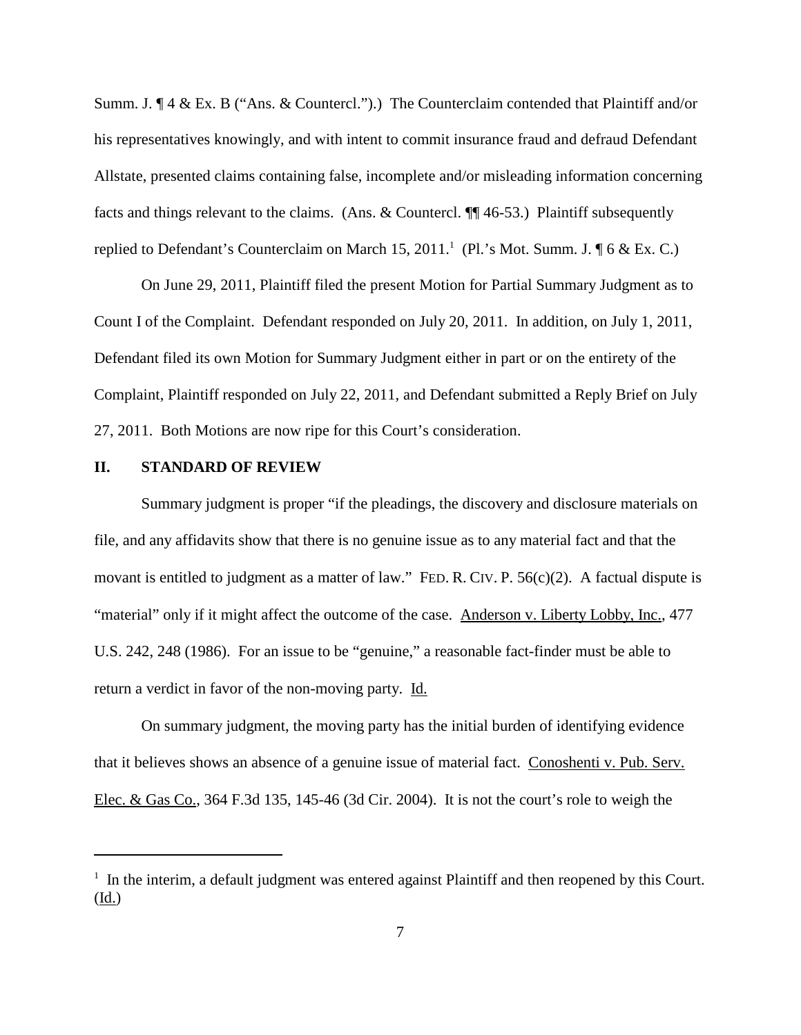Summ. J. ¶ 4 & Ex. B ("Ans. & Countercl.").) The Counterclaim contended that Plaintiff and/or his representatives knowingly, and with intent to commit insurance fraud and defraud Defendant Allstate, presented claims containing false, incomplete and/or misleading information concerning facts and things relevant to the claims. (Ans. & Countercl. ¶¶ 46-53.) Plaintiff subsequently replied to Defendant's Counterclaim on March 15, 2011.[1] (Pl.'s Mot. Summ. J. ¶ 6 & Ex. C.)

On June 29, 2011, Plaintiff filed the present Motion for Partial Summary Judgment as to Count I of the Complaint. Defendant responded on July 20, 2011. In addition, on July 1, 2011, Defendant filed its own Motion for Summary Judgment either in part or on the entirety of the Complaint, Plaintiff responded on July 22, 2011, and Defendant submitted a Reply Brief on July 27, 2011. Both Motions are now ripe for this Court's consideration.

## II. STANDARD OF REVIEW

Summary judgment is proper "if the pleadings, the discovery and disclosure materials on file, and any affidavits show that there is no genuine issue as to any material fact and that the movant is entitled to judgment as a matter of law." FED. R. CIV. P. 56(c)(2). A factual dispute is "material" only if it might affect the outcome of the case. Anderson v. Liberty Lobby, Inc., 477 U.S. 242, 248 (1986). For an issue to be "genuine," a reasonable fact-finder must be able to return a verdict in favor of the non-moving party. Id.

On summary judgment, the moving party has the initial burden of identifying evidence that it believes shows an absence of a genuine issue of material fact. Conoshenti v. Pub. Serv. Elec. & Gas Co., 364 F.3d 135, 145-46 (3d Cir. 2004). It is not the court's role to weigh the

---

[1] In the interim, a default judgment was entered against Plaintiff and then reopened by this Court. (Id.)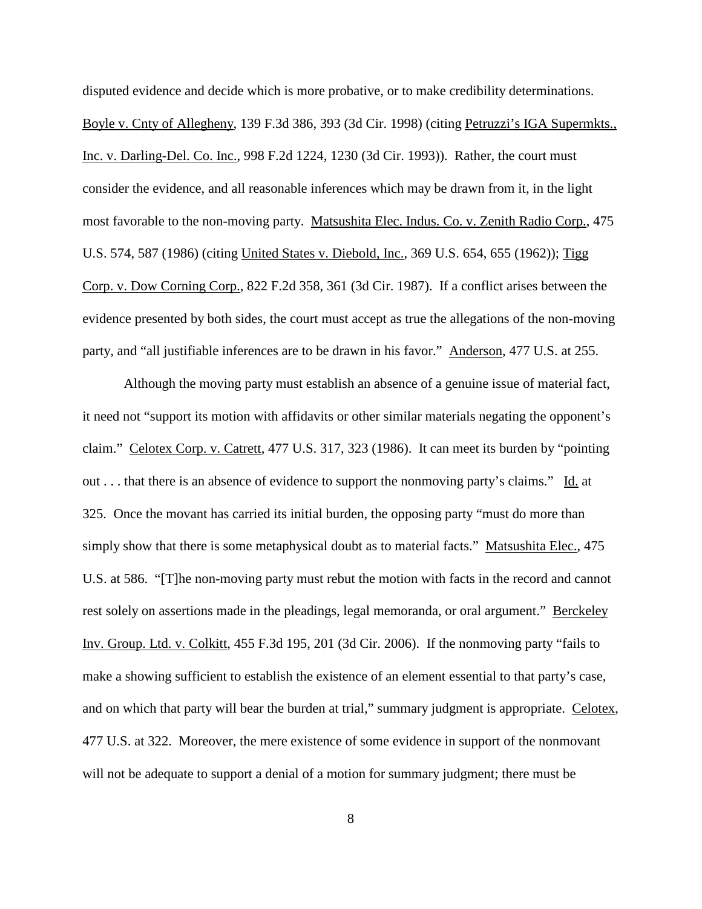disputed evidence and decide which is more probative, or to make credibility determinations. Boyle v. Cnty of Allegheny, 139 F.3d 386, 393 (3d Cir. 1998) (citing Petruzzi's IGA Supermkts., Inc. v. Darling-Del. Co. Inc., 998 F.2d 1224, 1230 (3d Cir. 1993)). Rather, the court must consider the evidence, and all reasonable inferences which may be drawn from it, in the light most favorable to the non-moving party. Matsushita Elec. Indus. Co. v. Zenith Radio Corp., 475 U.S. 574, 587 (1986) (citing United States v. Diebold, Inc., 369 U.S. 654, 655 (1962)); Tigg Corp. v. Dow Corning Corp., 822 F.2d 358, 361 (3d Cir. 1987). If a conflict arises between the evidence presented by both sides, the court must accept as true the allegations of the non-moving party, and "all justifiable inferences are to be drawn in his favor." Anderson, 477 U.S. at 255.

Although the moving party must establish an absence of a genuine issue of material fact, it need not "support its motion with affidavits or other similar materials negating the opponent's claim." Celotex Corp. v. Catrett, 477 U.S. 317, 323 (1986). It can meet its burden by "pointing out . . . that there is an absence of evidence to support the nonmoving party's claims." Id. at 325. Once the movant has carried its initial burden, the opposing party "must do more than simply show that there is some metaphysical doubt as to material facts." Matsushita Elec., 475 U.S. at 586. "[T]he non-moving party must rebut the motion with facts in the record and cannot rest solely on assertions made in the pleadings, legal memoranda, or oral argument." Berckeley Inv. Group. Ltd. v. Colkitt, 455 F.3d 195, 201 (3d Cir. 2006). If the nonmoving party "fails to make a showing sufficient to establish the existence of an element essential to that party's case, and on which that party will bear the burden at trial," summary judgment is appropriate. Celotex, 477 U.S. at 322. Moreover, the mere existence of some evidence in support of the nonmovant will not be adequate to support a denial of a motion for summary judgment; there must be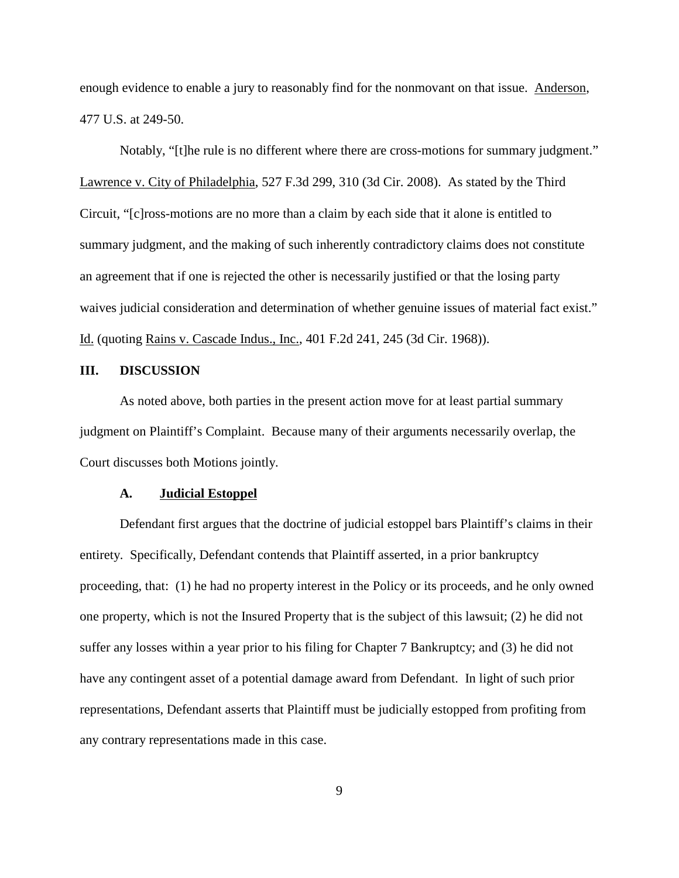enough evidence to enable a jury to reasonably find for the nonmovant on that issue. Anderson, 477 U.S. at 249-50.

Notably, "[t]he rule is no different where there are cross-motions for summary judgment." Lawrence v. City of Philadelphia, 527 F.3d 299, 310 (3d Cir. 2008). As stated by the Third Circuit, "[c]ross-motions are no more than a claim by each side that it alone is entitled to summary judgment, and the making of such inherently contradictory claims does not constitute an agreement that if one is rejected the other is necessarily justified or that the losing party waives judicial consideration and determination of whether genuine issues of material fact exist." Id. (quoting Rains v. Cascade Indus., Inc., 401 F.2d 241, 245 (3d Cir. 1968)).

## III. DISCUSSION

As noted above, both parties in the present action move for at least partial summary judgment on Plaintiff's Complaint. Because many of their arguments necessarily overlap, the Court discusses both Motions jointly.

### A. Judicial Estoppel

Defendant first argues that the doctrine of judicial estoppel bars Plaintiff's claims in their entirety. Specifically, Defendant contends that Plaintiff asserted, in a prior bankruptcy proceeding, that: (1) he had no property interest in the Policy or its proceeds, and he only owned one property, which is not the Insured Property that is the subject of this lawsuit; (2) he did not suffer any losses within a year prior to his filing for Chapter 7 Bankruptcy; and (3) he did not have any contingent asset of a potential damage award from Defendant. In light of such prior representations, Defendant asserts that Plaintiff must be judicially estopped from profiting from any contrary representations made in this case.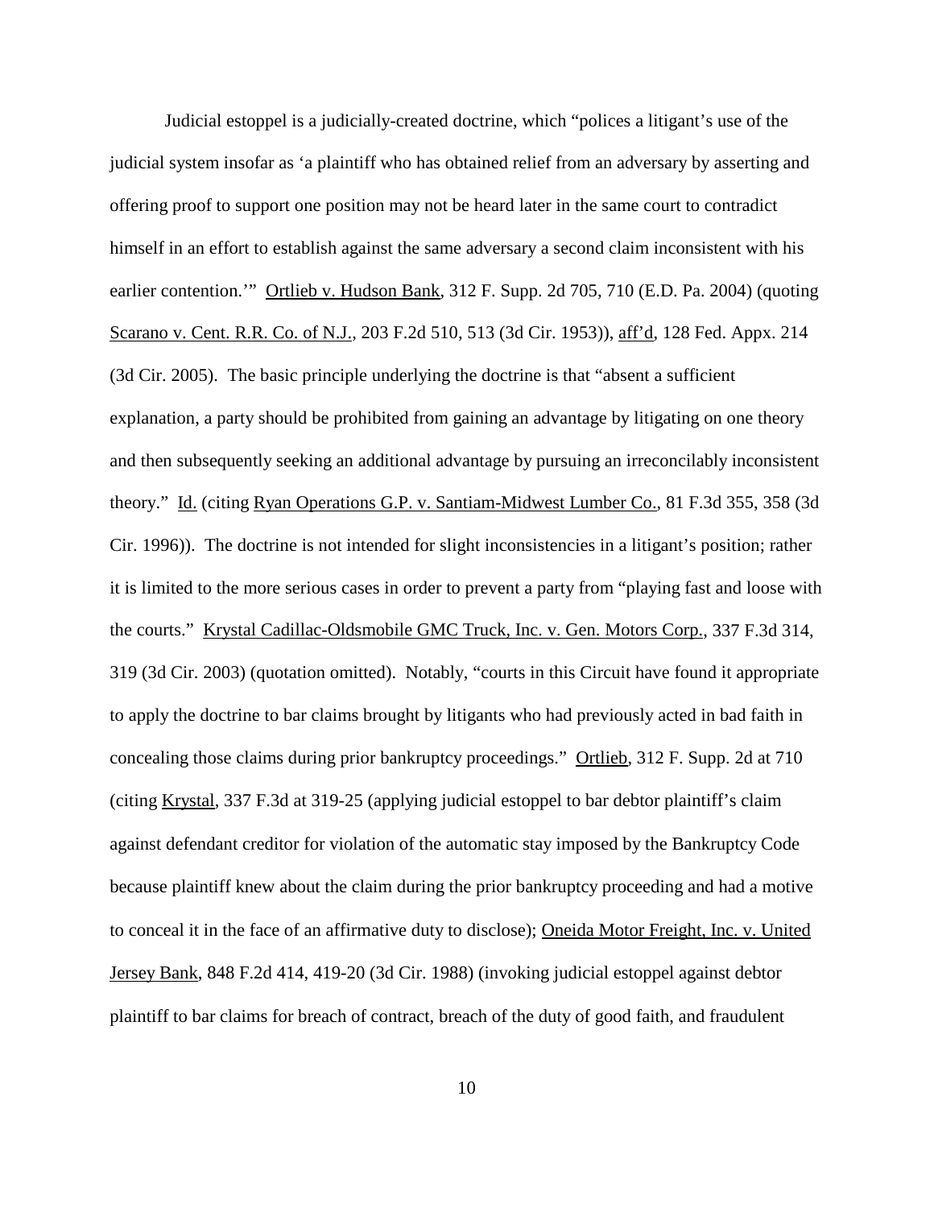Judicial estoppel is a judicially-created doctrine, which "polices a litigant's use of the judicial system insofar as 'a plaintiff who has obtained relief from an adversary by asserting and offering proof to support one position may not be heard later in the same court to contradict himself in an effort to establish against the same adversary a second claim inconsistent with his earlier contention.'" Ortlieb v. Hudson Bank, 312 F. Supp. 2d 705, 710 (E.D. Pa. 2004) (quoting Scarano v. Cent. R.R. Co. of N.J., 203 F.2d 510, 513 (3d Cir. 1953)), aff'd, 128 Fed. Appx. 214 (3d Cir. 2005). The basic principle underlying the doctrine is that "absent a sufficient explanation, a party should be prohibited from gaining an advantage by litigating on one theory and then subsequently seeking an additional advantage by pursuing an irreconcilably inconsistent theory." Id. (citing Ryan Operations G.P. v. Santiam-Midwest Lumber Co., 81 F.3d 355, 358 (3d Cir. 1996)). The doctrine is not intended for slight inconsistencies in a litigant's position; rather it is limited to the more serious cases in order to prevent a party from "playing fast and loose with the courts." Krystal Cadillac-Oldsmobile GMC Truck, Inc. v. Gen. Motors Corp., 337 F.3d 314, 319 (3d Cir. 2003) (quotation omitted). Notably, "courts in this Circuit have found it appropriate to apply the doctrine to bar claims brought by litigants who had previously acted in bad faith in concealing those claims during prior bankruptcy proceedings." Ortlieb, 312 F. Supp. 2d at 710 (citing Krystal, 337 F.3d at 319-25 (applying judicial estoppel to bar debtor plaintiff's claim against defendant creditor for violation of the automatic stay imposed by the Bankruptcy Code because plaintiff knew about the claim during the prior bankruptcy proceeding and had a motive to conceal it in the face of an affirmative duty to disclose); Oneida Motor Freight, Inc. v. United Jersey Bank, 848 F.2d 414, 419-20 (3d Cir. 1988) (invoking judicial estoppel against debtor plaintiff to bar claims for breach of contract, breach of the duty of good faith, and fraudulent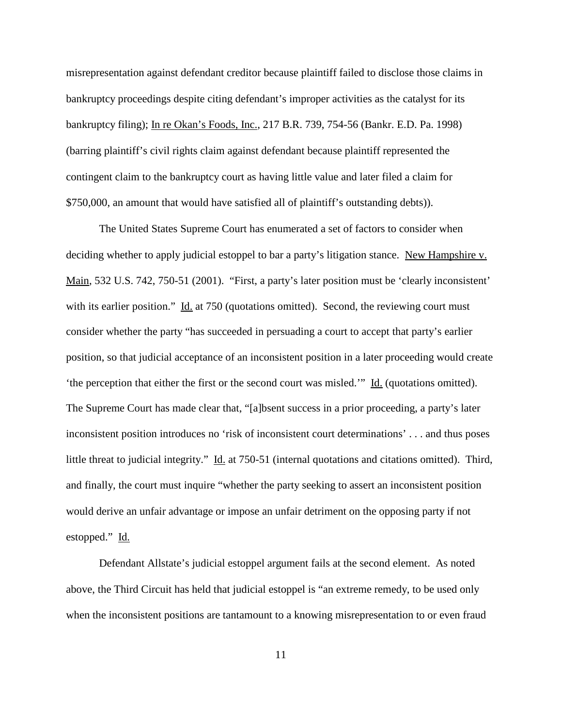misrepresentation against defendant creditor because plaintiff failed to disclose those claims in bankruptcy proceedings despite citing defendant's improper activities as the catalyst for its bankruptcy filing); In re Okan's Foods, Inc., 217 B.R. 739, 754-56 (Bankr. E.D. Pa. 1998) (barring plaintiff's civil rights claim against defendant because plaintiff represented the contingent claim to the bankruptcy court as having little value and later filed a claim for $750,000, an amount that would have satisfied all of plaintiff's outstanding debts)).

The United States Supreme Court has enumerated a set of factors to consider when deciding whether to apply judicial estoppel to bar a party's litigation stance. New Hampshire v. Main, 532 U.S. 742, 750-51 (2001). "First, a party's later position must be 'clearly inconsistent' with its earlier position." Id. at 750 (quotations omitted). Second, the reviewing court must consider whether the party "has succeeded in persuading a court to accept that party's earlier position, so that judicial acceptance of an inconsistent position in a later proceeding would create 'the perception that either the first or the second court was misled.'" Id. (quotations omitted). The Supreme Court has made clear that, "[a]bsent success in a prior proceeding, a party's later inconsistent position introduces no 'risk of inconsistent court determinations' . . . and thus poses little threat to judicial integrity." Id. at 750-51 (internal quotations and citations omitted). Third, and finally, the court must inquire "whether the party seeking to assert an inconsistent position would derive an unfair advantage or impose an unfair detriment on the opposing party if not estopped." Id.

Defendant Allstate's judicial estoppel argument fails at the second element. As noted above, the Third Circuit has held that judicial estoppel is "an extreme remedy, to be used only when the inconsistent positions are tantamount to a knowing misrepresentation to or even fraud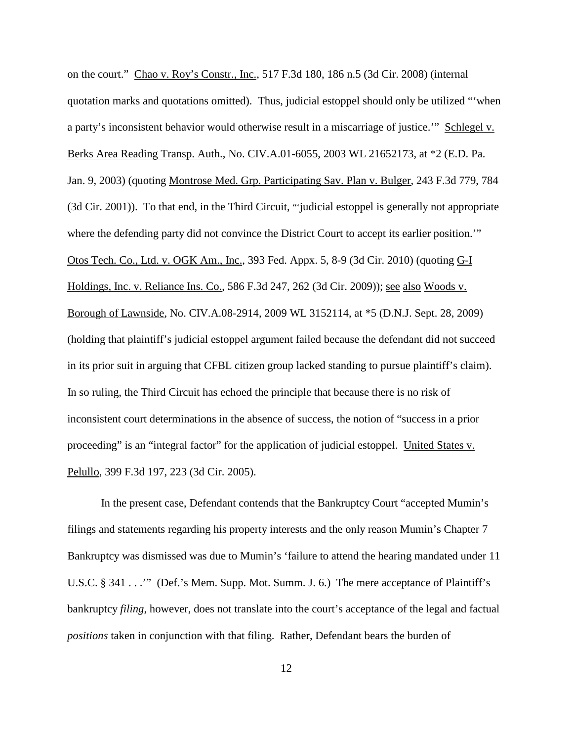on the court." Chao v. Roy's Constr., Inc., 517 F.3d 180, 186 n.5 (3d Cir. 2008) (internal quotation marks and quotations omitted). Thus, judicial estoppel should only be utilized "'when a party's inconsistent behavior would otherwise result in a miscarriage of justice.'" Schlegel v. Berks Area Reading Transp. Auth., No. CIV.A.01-6055, 2003 WL 21652173, at *2 (E.D. Pa. Jan. 9, 2003) (quoting Montrose Med. Grp. Participating Sav. Plan v. Bulger, 243 F.3d 779, 784 (3d Cir. 2001)). To that end, in the Third Circuit, "'judicial estoppel is generally not appropriate where the defending party did not convince the District Court to accept its earlier position.'" Otos Tech. Co., Ltd. v. OGK Am., Inc., 393 Fed. Appx. 5, 8-9 (3d Cir. 2010) (quoting G-I Holdings, Inc. v. Reliance Ins. Co., 586 F.3d 247, 262 (3d Cir. 2009)); see also Woods v. Borough of Lawnside, No. CIV.A.08-2914, 2009 WL 3152114, at *5 (D.N.J. Sept. 28, 2009) (holding that plaintiff's judicial estoppel argument failed because the defendant did not succeed in its prior suit in arguing that CFBL citizen group lacked standing to pursue plaintiff's claim). In so ruling, the Third Circuit has echoed the principle that because there is no risk of inconsistent court determinations in the absence of success, the notion of "success in a prior proceeding" is an "integral factor" for the application of judicial estoppel. United States v. Pelullo, 399 F.3d 197, 223 (3d Cir. 2005).

In the present case, Defendant contends that the Bankruptcy Court "accepted Mumin's filings and statements regarding his property interests and the only reason Mumin's Chapter 7 Bankruptcy was dismissed was due to Mumin's 'failure to attend the hearing mandated under 11 U.S.C. § 341 . . .'" (Def.'s Mem. Supp. Mot. Summ. J. 6.) The mere acceptance of Plaintiff's bankruptcy *filing*, however, does not translate into the court's acceptance of the legal and factual *positions* taken in conjunction with that filing. Rather, Defendant bears the burden of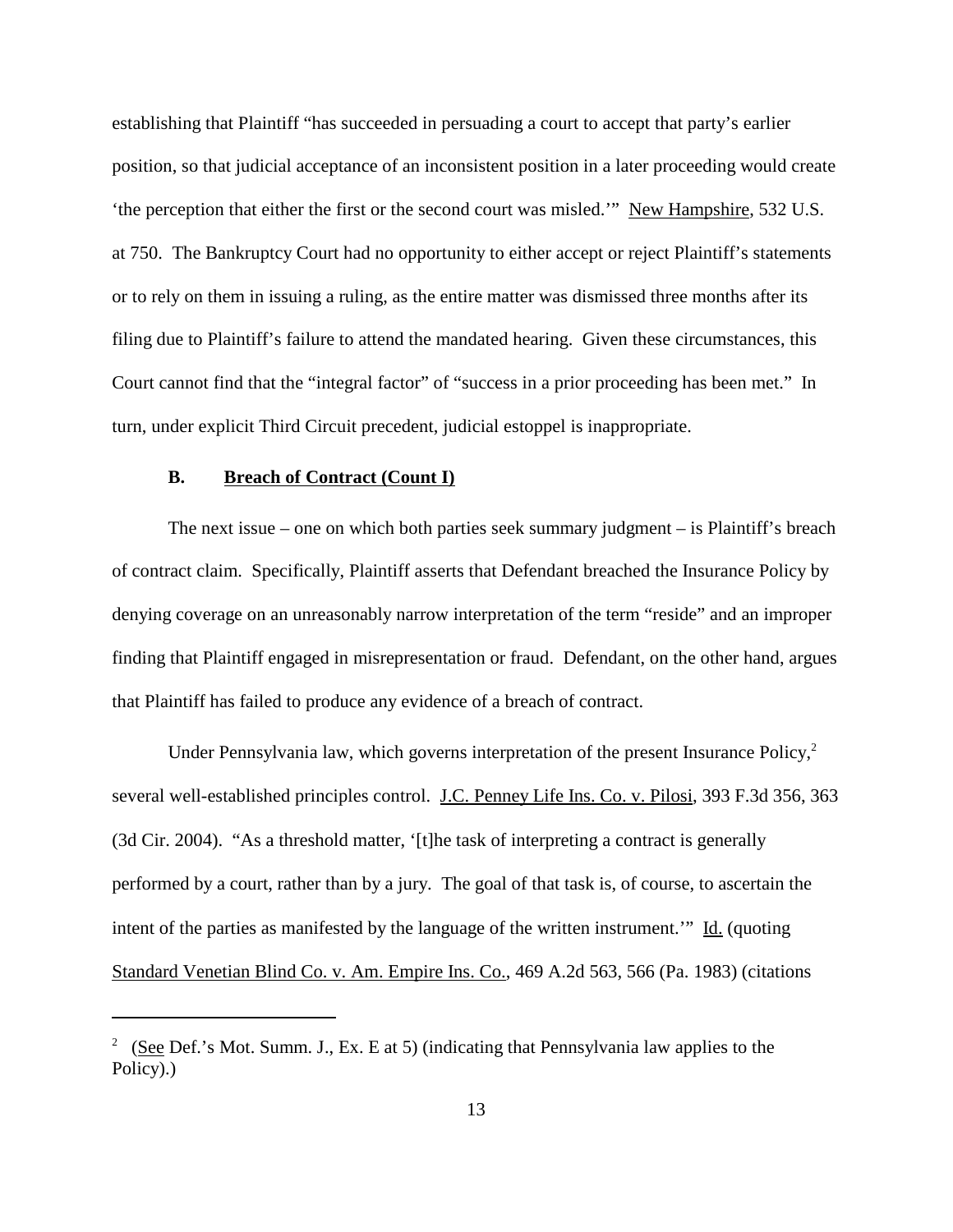establishing that Plaintiff "has succeeded in persuading a court to accept that party's earlier position, so that judicial acceptance of an inconsistent position in a later proceeding would create 'the perception that either the first or the second court was misled.'" New Hampshire, 532 U.S. at 750. The Bankruptcy Court had no opportunity to either accept or reject Plaintiff's statements or to rely on them in issuing a ruling, as the entire matter was dismissed three months after its filing due to Plaintiff's failure to attend the mandated hearing. Given these circumstances, this Court cannot find that the "integral factor" of "success in a prior proceeding has been met." In turn, under explicit Third Circuit precedent, judicial estoppel is inappropriate.

### B. Breach of Contract (Count I)

The next issue – one on which both parties seek summary judgment – is Plaintiff's breach of contract claim. Specifically, Plaintiff asserts that Defendant breached the Insurance Policy by denying coverage on an unreasonably narrow interpretation of the term "reside" and an improper finding that Plaintiff engaged in misrepresentation or fraud. Defendant, on the other hand, argues that Plaintiff has failed to produce any evidence of a breach of contract.

Under Pennsylvania law, which governs interpretation of the present Insurance Policy,[2] several well-established principles control. J.C. Penney Life Ins. Co. v. Pilosi, 393 F.3d 356, 363 (3d Cir. 2004). "As a threshold matter, '[t]he task of interpreting a contract is generally performed by a court, rather than by a jury. The goal of that task is, of course, to ascertain the intent of the parties as manifested by the language of the written instrument.'" Id. (quoting Standard Venetian Blind Co. v. Am. Empire Ins. Co., 469 A.2d 563, 566 (Pa. 1983) (citations

---

[2] (See Def.'s Mot. Summ. J., Ex. E at 5) (indicating that Pennsylvania law applies to the Policy).)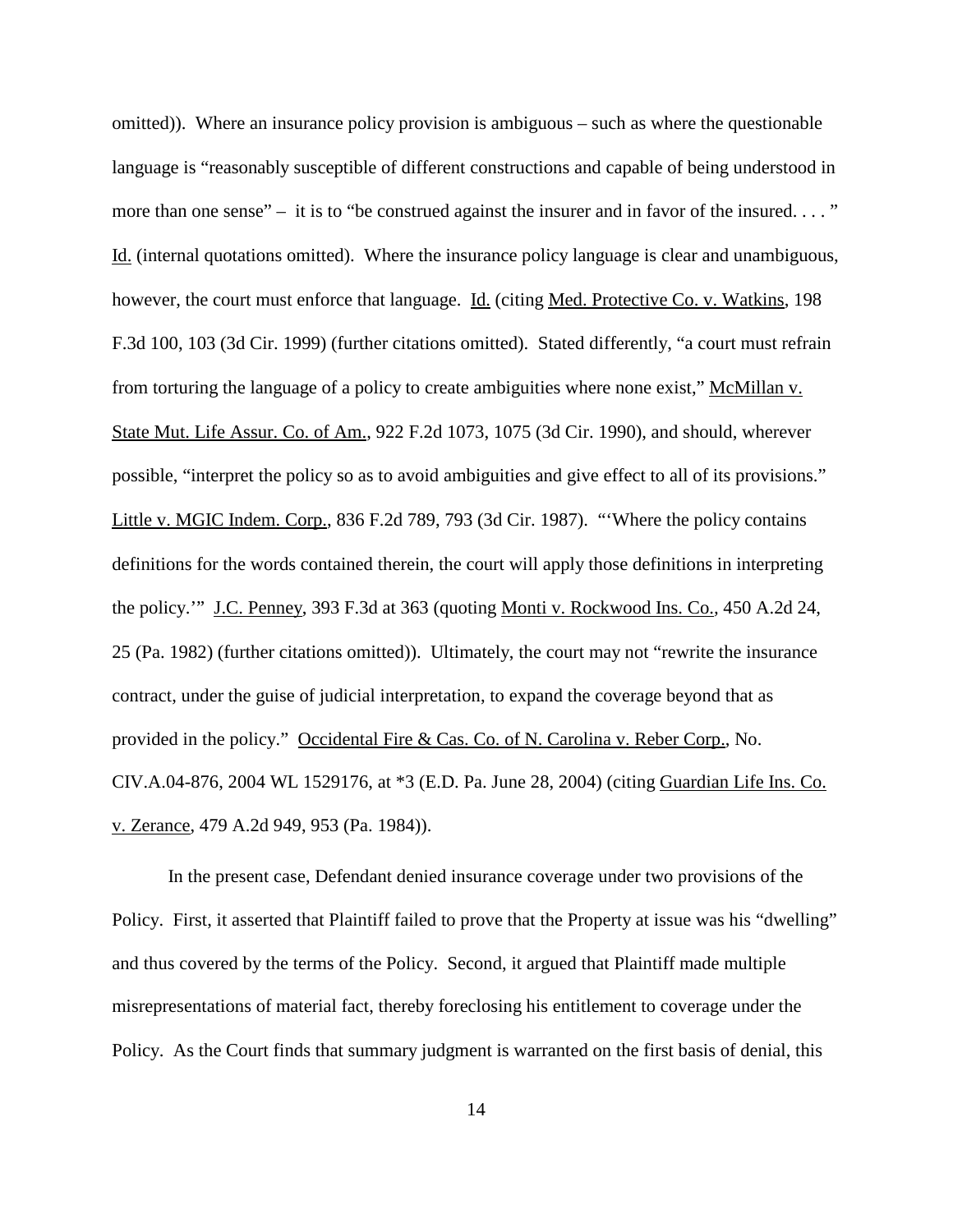omitted)). Where an insurance policy provision is ambiguous – such as where the questionable language is "reasonably susceptible of different constructions and capable of being understood in more than one sense" – it is to "be construed against the insurer and in favor of the insured. . . . " Id. (internal quotations omitted). Where the insurance policy language is clear and unambiguous, however, the court must enforce that language. Id. (citing Med. Protective Co. v. Watkins, 198 F.3d 100, 103 (3d Cir. 1999) (further citations omitted). Stated differently, "a court must refrain from torturing the language of a policy to create ambiguities where none exist," McMillan v. State Mut. Life Assur. Co. of Am., 922 F.2d 1073, 1075 (3d Cir. 1990), and should, wherever possible, "interpret the policy so as to avoid ambiguities and give effect to all of its provisions." Little v. MGIC Indem. Corp., 836 F.2d 789, 793 (3d Cir. 1987). "'Where the policy contains definitions for the words contained therein, the court will apply those definitions in interpreting the policy.'" J.C. Penney, 393 F.3d at 363 (quoting Monti v. Rockwood Ins. Co., 450 A.2d 24, 25 (Pa. 1982) (further citations omitted)). Ultimately, the court may not "rewrite the insurance contract, under the guise of judicial interpretation, to expand the coverage beyond that as provided in the policy." Occidental Fire & Cas. Co. of N. Carolina v. Reber Corp., No. CIV.A.04-876, 2004 WL 1529176, at *3 (E.D. Pa. June 28, 2004) (citing Guardian Life Ins. Co. v. Zerance, 479 A.2d 949, 953 (Pa. 1984)).

In the present case, Defendant denied insurance coverage under two provisions of the Policy. First, it asserted that Plaintiff failed to prove that the Property at issue was his "dwelling" and thus covered by the terms of the Policy. Second, it argued that Plaintiff made multiple misrepresentations of material fact, thereby foreclosing his entitlement to coverage under the Policy. As the Court finds that summary judgment is warranted on the first basis of denial, this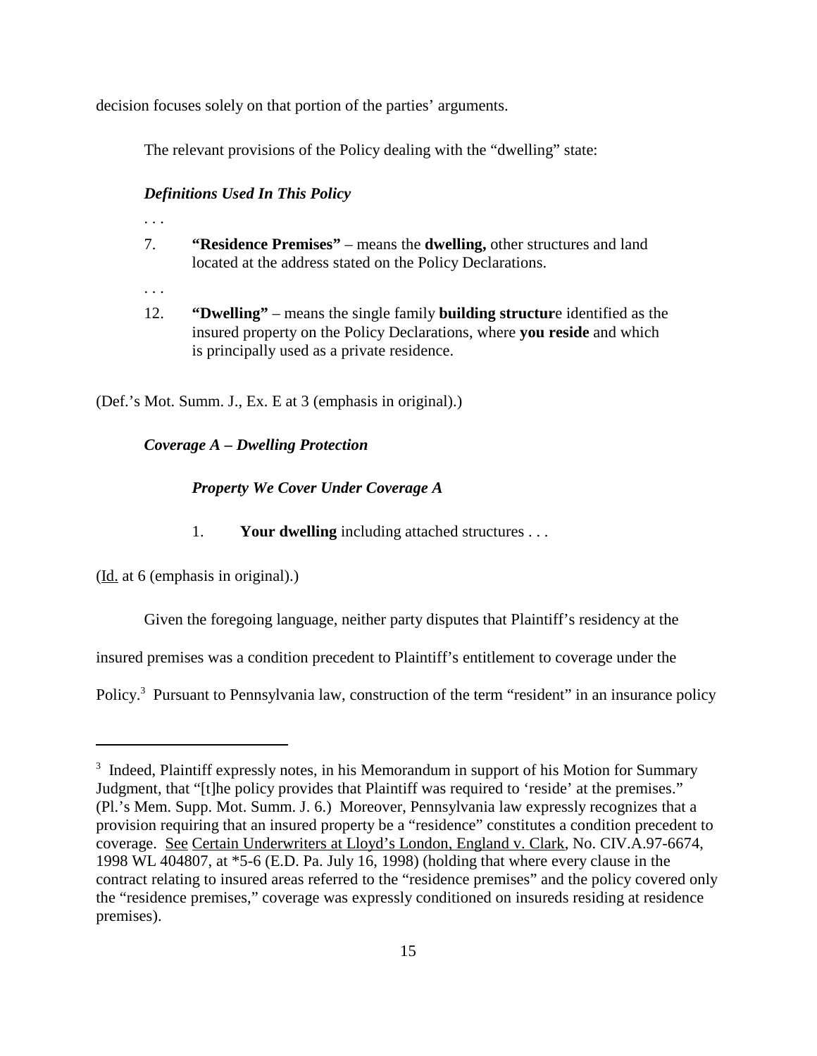decision focuses solely on that portion of the parties' arguments.

The relevant provisions of the Policy dealing with the "dwelling" state:

> ***Definitions Used In This Policy***
>
> . . .
>
> 7. **"Residence Premises"** – means the **dwelling,** other structures and land located at the address stated on the Policy Declarations.
>
> . . .
>
> 12. **"Dwelling"** – means the single family **building structur**e identified as the insured property on the Policy Declarations, where **you reside** and which is principally used as a private residence.

(Def.'s Mot. Summ. J., Ex. E at 3 (emphasis in original).)

> ***Coverage A – Dwelling Protection***
>
> ***Property We Cover Under Coverage A***
>
> 1. **Your dwelling** including attached structures . . .

(Id. at 6 (emphasis in original).)

Given the foregoing language, neither party disputes that Plaintiff's residency at the insured premises was a condition precedent to Plaintiff's entitlement to coverage under the Policy.[3] Pursuant to Pennsylvania law, construction of the term "resident" in an insurance policy

---

[3] Indeed, Plaintiff expressly notes, in his Memorandum in support of his Motion for Summary Judgment, that "[t]he policy provides that Plaintiff was required to 'reside' at the premises." (Pl.'s Mem. Supp. Mot. Summ. J. 6.) Moreover, Pennsylvania law expressly recognizes that a provision requiring that an insured property be a "residence" constitutes a condition precedent to coverage. See Certain Underwriters at Lloyd's London, England v. Clark, No. CIV.A.97-6674, 1998 WL 404807, at *5-6 (E.D. Pa. July 16, 1998) (holding that where every clause in the contract relating to insured areas referred to the "residence premises" and the policy covered only the "residence premises," coverage was expressly conditioned on insureds residing at residence premises).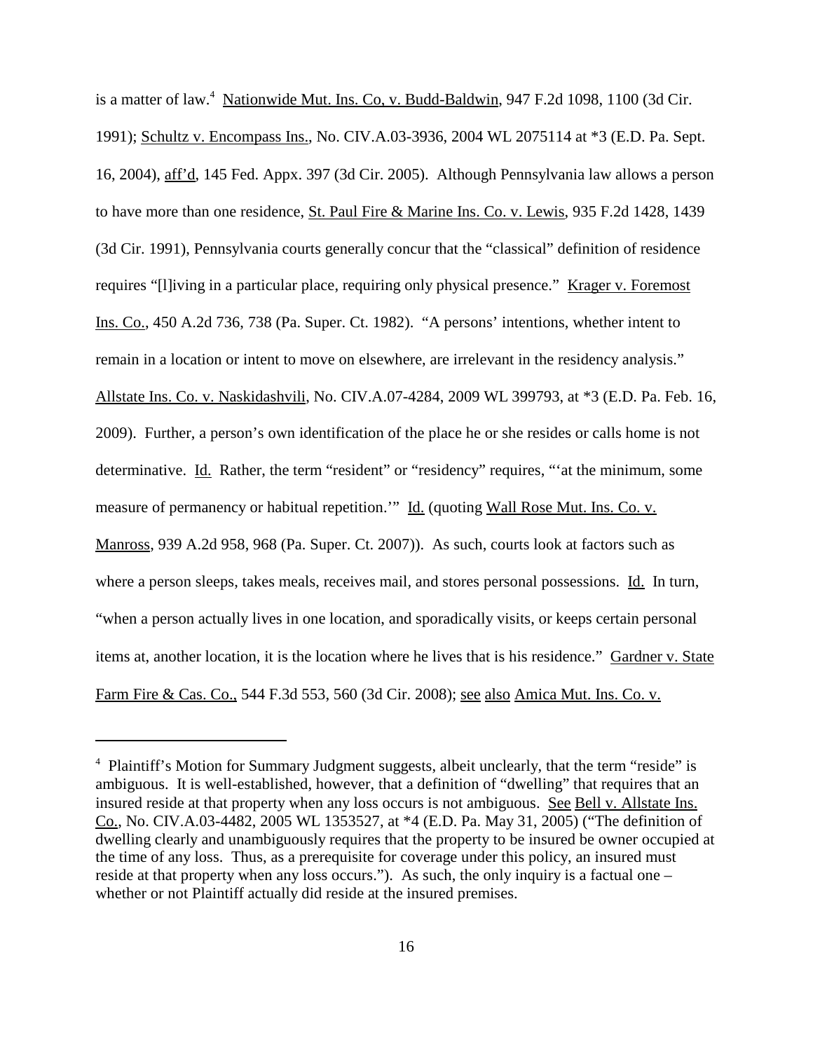is a matter of law.[4] Nationwide Mut. Ins. Co, v. Budd-Baldwin, 947 F.2d 1098, 1100 (3d Cir. 1991); Schultz v. Encompass Ins., No. CIV.A.03-3936, 2004 WL 2075114 at *3 (E.D. Pa. Sept. 16, 2004), aff'd, 145 Fed. Appx. 397 (3d Cir. 2005). Although Pennsylvania law allows a person to have more than one residence, St. Paul Fire & Marine Ins. Co. v. Lewis, 935 F.2d 1428, 1439 (3d Cir. 1991), Pennsylvania courts generally concur that the "classical" definition of residence requires "[l]iving in a particular place, requiring only physical presence." Krager v. Foremost Ins. Co., 450 A.2d 736, 738 (Pa. Super. Ct. 1982). "A persons' intentions, whether intent to remain in a location or intent to move on elsewhere, are irrelevant in the residency analysis." Allstate Ins. Co. v. Naskidashvili, No. CIV.A.07-4284, 2009 WL 399793, at *3 (E.D. Pa. Feb. 16, 2009). Further, a person's own identification of the place he or she resides or calls home is not determinative. Id. Rather, the term "resident" or "residency" requires, "'at the minimum, some measure of permanency or habitual repetition.'" Id. (quoting Wall Rose Mut. Ins. Co. v. Manross, 939 A.2d 958, 968 (Pa. Super. Ct. 2007)). As such, courts look at factors such as where a person sleeps, takes meals, receives mail, and stores personal possessions. Id. In turn, "when a person actually lives in one location, and sporadically visits, or keeps certain personal items at, another location, it is the location where he lives that is his residence." Gardner v. State Farm Fire & Cas. Co., 544 F.3d 553, 560 (3d Cir. 2008); see also Amica Mut. Ins. Co. v.

---

[4] Plaintiff's Motion for Summary Judgment suggests, albeit unclearly, that the term "reside" is ambiguous. It is well-established, however, that a definition of "dwelling" that requires that an insured reside at that property when any loss occurs is not ambiguous. See Bell v. Allstate Ins. Co., No. CIV.A.03-4482, 2005 WL 1353527, at *4 (E.D. Pa. May 31, 2005) ("The definition of dwelling clearly and unambiguously requires that the property to be insured be owner occupied at the time of any loss. Thus, as a prerequisite for coverage under this policy, an insured must reside at that property when any loss occurs."). As such, the only inquiry is a factual one – whether or not Plaintiff actually did reside at the insured premises.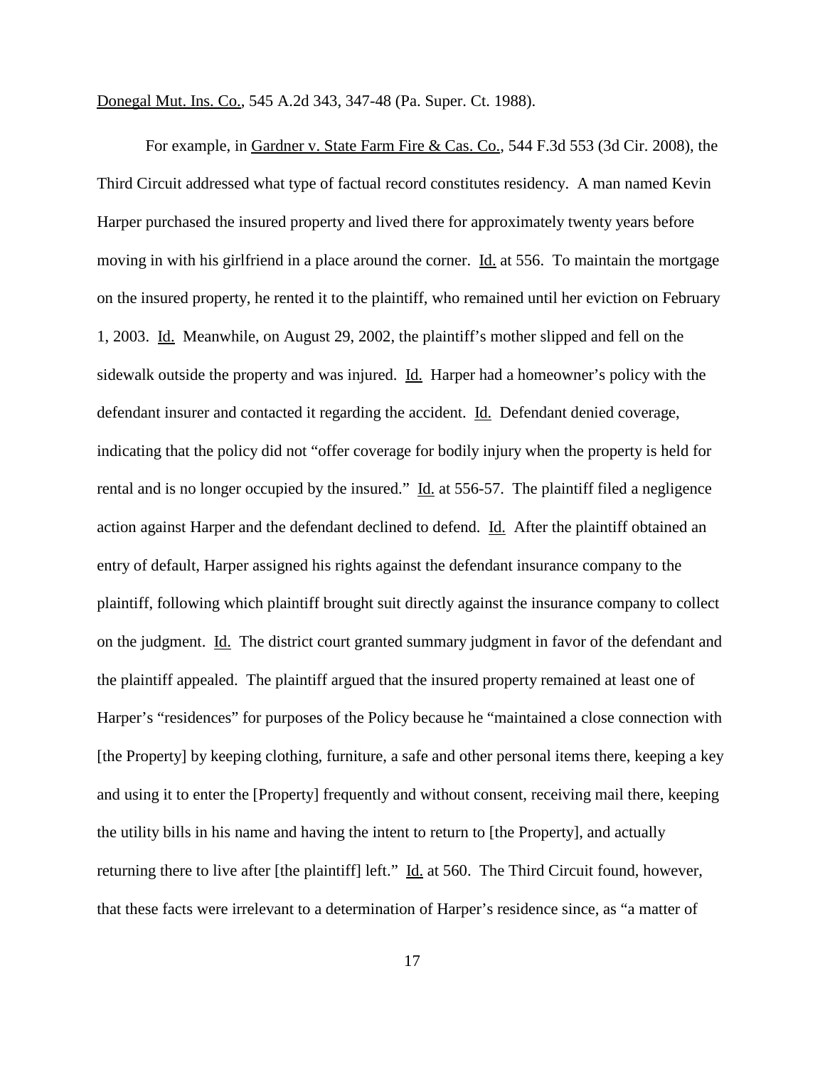Donegal Mut. Ins. Co., 545 A.2d 343, 347-48 (Pa. Super. Ct. 1988).

For example, in Gardner v. State Farm Fire & Cas. Co., 544 F.3d 553 (3d Cir. 2008), the Third Circuit addressed what type of factual record constitutes residency. A man named Kevin Harper purchased the insured property and lived there for approximately twenty years before moving in with his girlfriend in a place around the corner. Id. at 556. To maintain the mortgage on the insured property, he rented it to the plaintiff, who remained until her eviction on February 1, 2003. Id. Meanwhile, on August 29, 2002, the plaintiff's mother slipped and fell on the sidewalk outside the property and was injured. Id. Harper had a homeowner's policy with the defendant insurer and contacted it regarding the accident. Id. Defendant denied coverage, indicating that the policy did not "offer coverage for bodily injury when the property is held for rental and is no longer occupied by the insured." Id. at 556-57. The plaintiff filed a negligence action against Harper and the defendant declined to defend. Id. After the plaintiff obtained an entry of default, Harper assigned his rights against the defendant insurance company to the plaintiff, following which plaintiff brought suit directly against the insurance company to collect on the judgment. Id. The district court granted summary judgment in favor of the defendant and the plaintiff appealed. The plaintiff argued that the insured property remained at least one of Harper's "residences" for purposes of the Policy because he "maintained a close connection with [the Property] by keeping clothing, furniture, a safe and other personal items there, keeping a key and using it to enter the [Property] frequently and without consent, receiving mail there, keeping the utility bills in his name and having the intent to return to [the Property], and actually returning there to live after [the plaintiff] left." Id. at 560. The Third Circuit found, however, that these facts were irrelevant to a determination of Harper's residence since, as "a matter of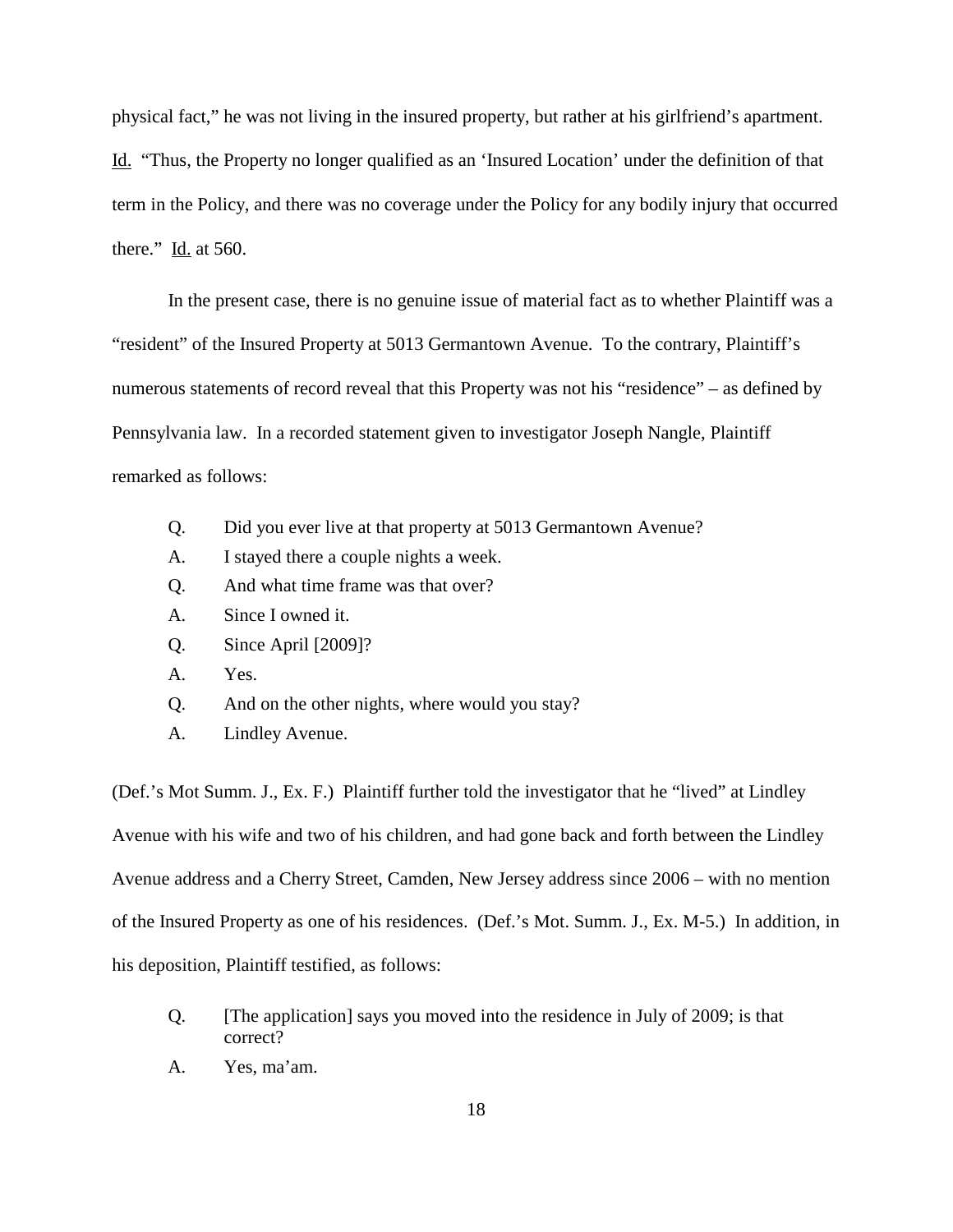physical fact," he was not living in the insured property, but rather at his girlfriend's apartment. Id. "Thus, the Property no longer qualified as an 'Insured Location' under the definition of that term in the Policy, and there was no coverage under the Policy for any bodily injury that occurred there." Id. at 560.

In the present case, there is no genuine issue of material fact as to whether Plaintiff was a "resident" of the Insured Property at 5013 Germantown Avenue. To the contrary, Plaintiff's numerous statements of record reveal that this Property was not his "residence" – as defined by Pennsylvania law. In a recorded statement given to investigator Joseph Nangle, Plaintiff remarked as follows:

> Q. Did you ever live at that property at 5013 Germantown Avenue?
>
> A. I stayed there a couple nights a week.
>
> Q. And what time frame was that over?
>
> A. Since I owned it.
>
> Q. Since April [2009]?
>
> A. Yes.
>
> Q. And on the other nights, where would you stay?
>
> A. Lindley Avenue.

(Def.'s Mot Summ. J., Ex. F.) Plaintiff further told the investigator that he "lived" at Lindley Avenue with his wife and two of his children, and had gone back and forth between the Lindley Avenue address and a Cherry Street, Camden, New Jersey address since 2006 – with no mention of the Insured Property as one of his residences. (Def.'s Mot. Summ. J., Ex. M-5.) In addition, in his deposition, Plaintiff testified, as follows:

> Q. [The application] says you moved into the residence in July of 2009; is that correct?
>
> A. Yes, ma'am.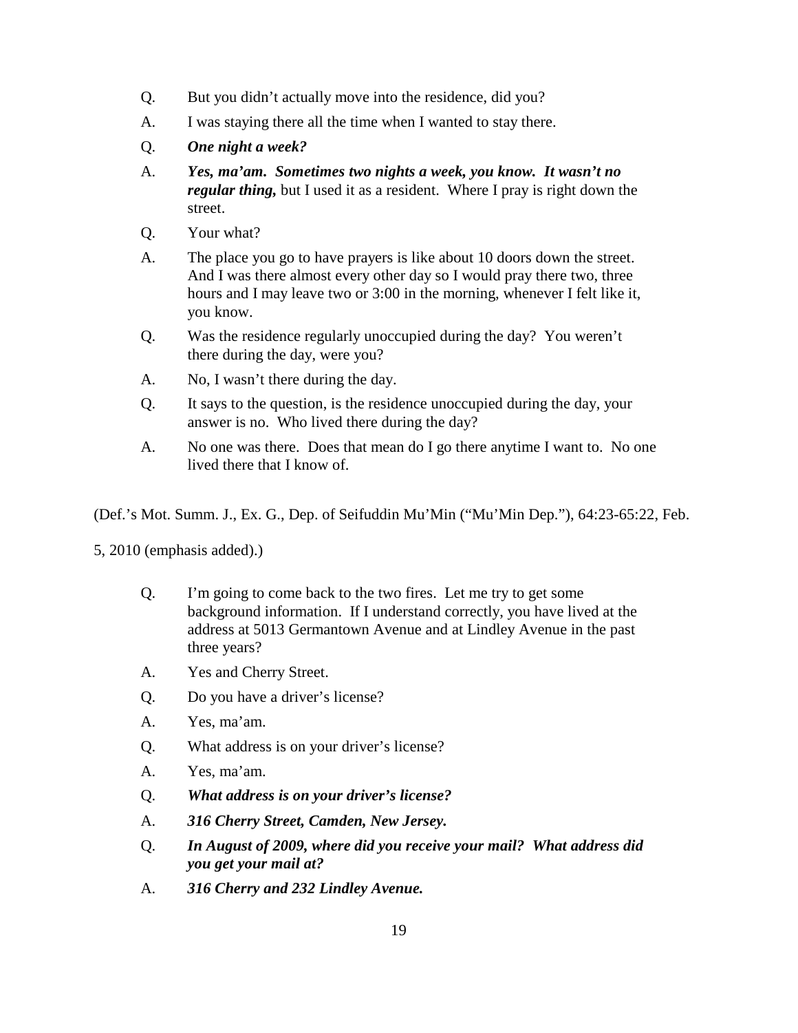Q. But you didn't actually move into the residence, did you?

A. I was staying there all the time when I wanted to stay there.

Q. ***One night a week?***

A. ***Yes, ma'am. Sometimes two nights a week, you know. It wasn't no regular thing,*** but I used it as a resident. Where I pray is right down the street.

Q. Your what?

A. The place you go to have prayers is like about 10 doors down the street. And I was there almost every other day so I would pray there two, three hours and I may leave two or 3:00 in the morning, whenever I felt like it, you know.

Q. Was the residence regularly unoccupied during the day? You weren't there during the day, were you?

A. No, I wasn't there during the day.

Q. It says to the question, is the residence unoccupied during the day, your answer is no. Who lived there during the day?

A. No one was there. Does that mean do I go there anytime I want to. No one lived there that I know of.

(Def.'s Mot. Summ. J., Ex. G., Dep. of Seifuddin Mu'Min ("Mu'Min Dep."), 64:23-65:22, Feb. 5, 2010 (emphasis added).)

Q. I'm going to come back to the two fires. Let me try to get some background information. If I understand correctly, you have lived at the address at 5013 Germantown Avenue and at Lindley Avenue in the past three years?

A. Yes and Cherry Street.

Q. Do you have a driver's license?

A. Yes, ma'am.

Q. What address is on your driver's license?

A. Yes, ma'am.

Q. ***What address is on your driver's license?***

A. ***316 Cherry Street, Camden, New Jersey.***

Q. ***In August of 2009, where did you receive your mail? What address did you get your mail at?***

A. ***316 Cherry and 232 Lindley Avenue.***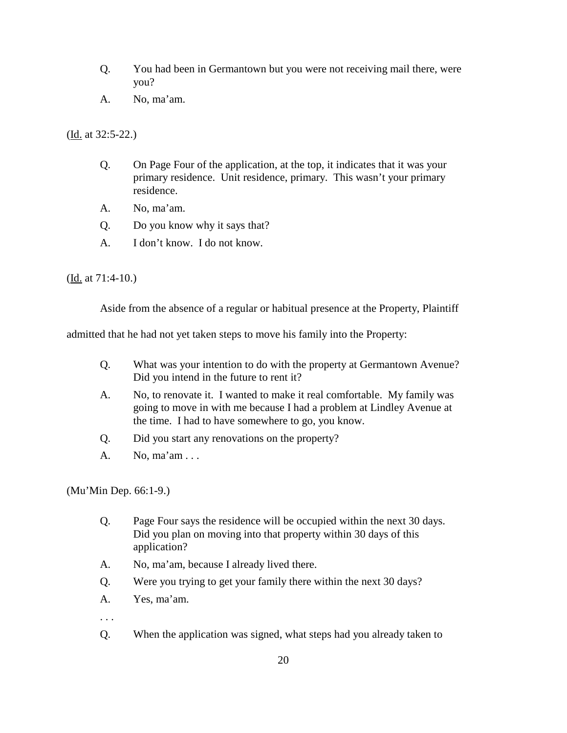> Q. You had been in Germantown but you were not receiving mail there, were you?
>
> A. No, ma'am.

(Id. at 32:5-22.)

> Q. On Page Four of the application, at the top, it indicates that it was your primary residence. Unit residence, primary. This wasn't your primary residence.
>
> A. No, ma'am.
>
> Q. Do you know why it says that?
>
> A. I don't know. I do not know.

(Id. at 71:4-10.)

Aside from the absence of a regular or habitual presence at the Property, Plaintiff admitted that he had not yet taken steps to move his family into the Property:

> Q. What was your intention to do with the property at Germantown Avenue? Did you intend in the future to rent it?
>
> A. No, to renovate it. I wanted to make it real comfortable. My family was going to move in with me because I had a problem at Lindley Avenue at the time. I had to have somewhere to go, you know.
>
> Q. Did you start any renovations on the property?
>
> A. No, ma'am . . .

(Mu'Min Dep. 66:1-9.)

> Q. Page Four says the residence will be occupied within the next 30 days. Did you plan on moving into that property within 30 days of this application?
>
> A. No, ma'am, because I already lived there.
>
> Q. Were you trying to get your family there within the next 30 days?
>
> A. Yes, ma'am.
>
> . . .
>
> Q. When the application was signed, what steps had you already taken to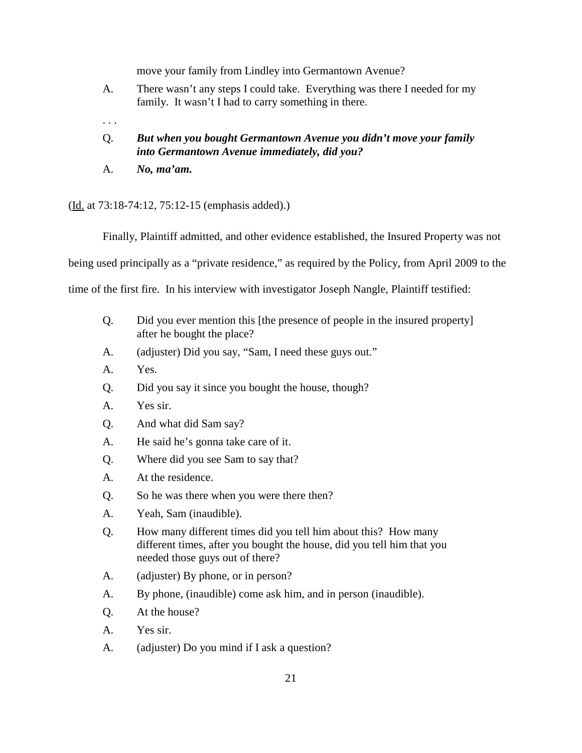move your family from Lindley into Germantown Avenue?

A. There wasn't any steps I could take. Everything was there I needed for my family. It wasn't I had to carry something in there.

. . .

Q. ***But when you bought Germantown Avenue you didn't move your family into Germantown Avenue immediately, did you?***

A. ***No, ma'am.***

(Id. at 73:18-74:12, 75:12-15 (emphasis added).)

Finally, Plaintiff admitted, and other evidence established, the Insured Property was not being used principally as a "private residence," as required by the Policy, from April 2009 to the time of the first fire. In his interview with investigator Joseph Nangle, Plaintiff testified:

Q. Did you ever mention this [the presence of people in the insured property] after he bought the place?

A. (adjuster) Did you say, "Sam, I need these guys out."

A. Yes.

Q. Did you say it since you bought the house, though?

A. Yes sir.

Q. And what did Sam say?

A. He said he's gonna take care of it.

Q. Where did you see Sam to say that?

A. At the residence.

Q. So he was there when you were there then?

A. Yeah, Sam (inaudible).

Q. How many different times did you tell him about this? How many different times, after you bought the house, did you tell him that you needed those guys out of there?

A. (adjuster) By phone, or in person?

A. By phone, (inaudible) come ask him, and in person (inaudible).

Q. At the house?

A. Yes sir.

A. (adjuster) Do you mind if I ask a question?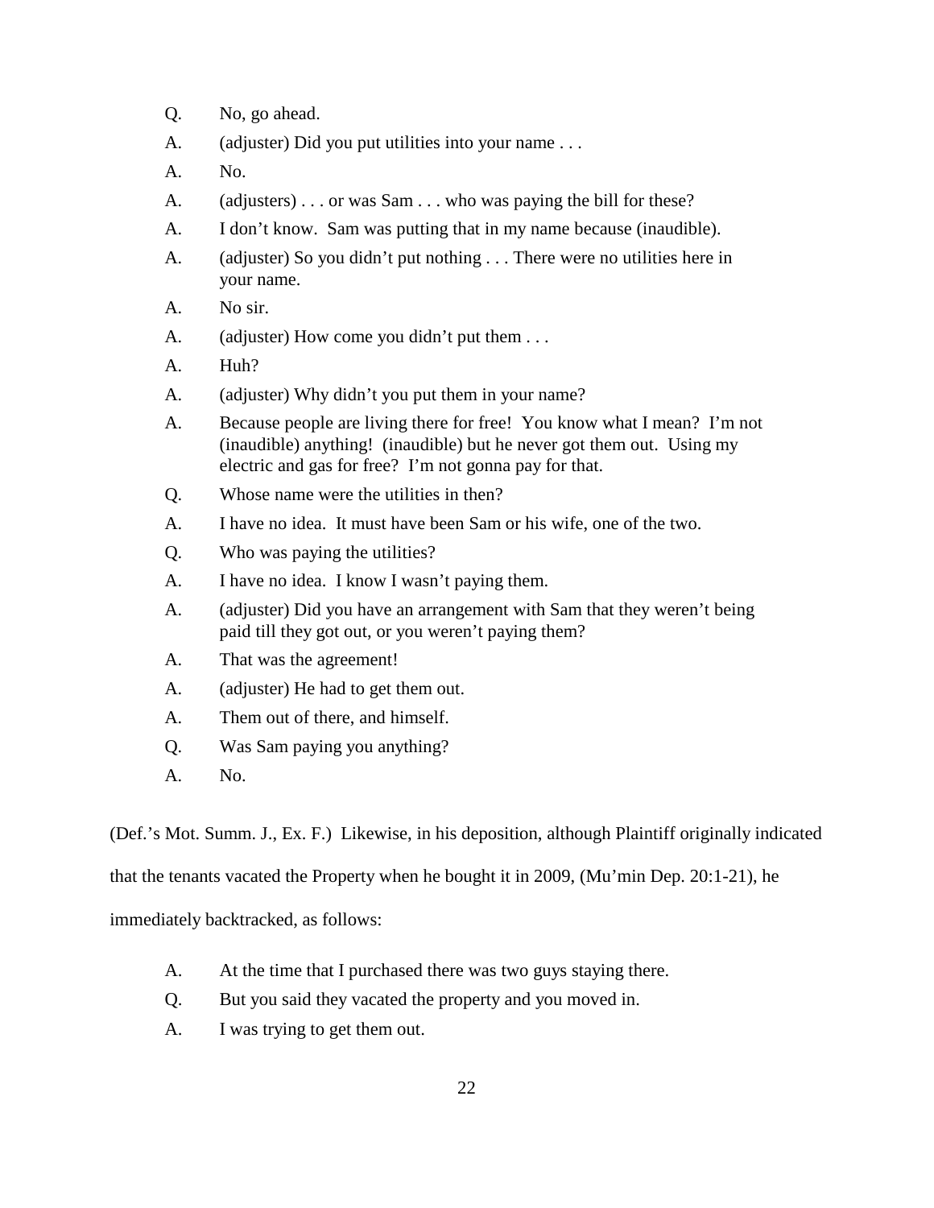Q. No, go ahead.

A. (adjuster) Did you put utilities into your name . . .

A. No.

A. (adjusters) . . . or was Sam . . . who was paying the bill for these?

A. I don't know. Sam was putting that in my name because (inaudible).

A. (adjuster) So you didn't put nothing . . . There were no utilities here in your name.

A. No sir.

A. (adjuster) How come you didn't put them . . .

A. Huh?

A. (adjuster) Why didn't you put them in your name?

A. Because people are living there for free! You know what I mean? I'm not (inaudible) anything! (inaudible) but he never got them out. Using my electric and gas for free? I'm not gonna pay for that.

Q. Whose name were the utilities in then?

A. I have no idea. It must have been Sam or his wife, one of the two.

Q. Who was paying the utilities?

A. I have no idea. I know I wasn't paying them.

A. (adjuster) Did you have an arrangement with Sam that they weren't being paid till they got out, or you weren't paying them?

A. That was the agreement!

A. (adjuster) He had to get them out.

A. Them out of there, and himself.

Q. Was Sam paying you anything?

A. No.

(Def.'s Mot. Summ. J., Ex. F.) Likewise, in his deposition, although Plaintiff originally indicated that the tenants vacated the Property when he bought it in 2009, (Mu'min Dep. 20:1-21), he immediately backtracked, as follows:

A. At the time that I purchased there was two guys staying there.

Q. But you said they vacated the property and you moved in.

A. I was trying to get them out.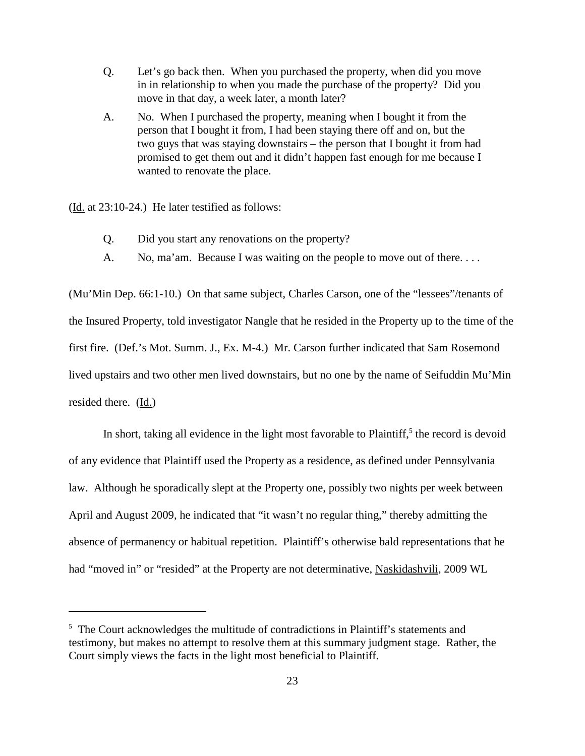Q. Let's go back then. When you purchased the property, when did you move in in relationship to when you made the purchase of the property? Did you move in that day, a week later, a month later?

A. No. When I purchased the property, meaning when I bought it from the person that I bought it from, I had been staying there off and on, but the two guys that was staying downstairs – the person that I bought it from had promised to get them out and it didn't happen fast enough for me because I wanted to renovate the place.

(Id. at 23:10-24.) He later testified as follows:

Q. Did you start any renovations on the property?

A. No, ma'am. Because I was waiting on the people to move out of there. . . .

(Mu'Min Dep. 66:1-10.) On that same subject, Charles Carson, one of the "lessees"/tenants of the Insured Property, told investigator Nangle that he resided in the Property up to the time of the first fire. (Def.'s Mot. Summ. J., Ex. M-4.) Mr. Carson further indicated that Sam Rosemond lived upstairs and two other men lived downstairs, but no one by the name of Seifuddin Mu'Min resided there. (Id.)

In short, taking all evidence in the light most favorable to Plaintiff,[5] the record is devoid of any evidence that Plaintiff used the Property as a residence, as defined under Pennsylvania law. Although he sporadically slept at the Property one, possibly two nights per week between April and August 2009, he indicated that "it wasn't no regular thing," thereby admitting the absence of permanency or habitual repetition. Plaintiff's otherwise bald representations that he had "moved in" or "resided" at the Property are not determinative, Naskidashvili, 2009 WL

[5] The Court acknowledges the multitude of contradictions in Plaintiff's statements and testimony, but makes no attempt to resolve them at this summary judgment stage. Rather, the Court simply views the facts in the light most beneficial to Plaintiff.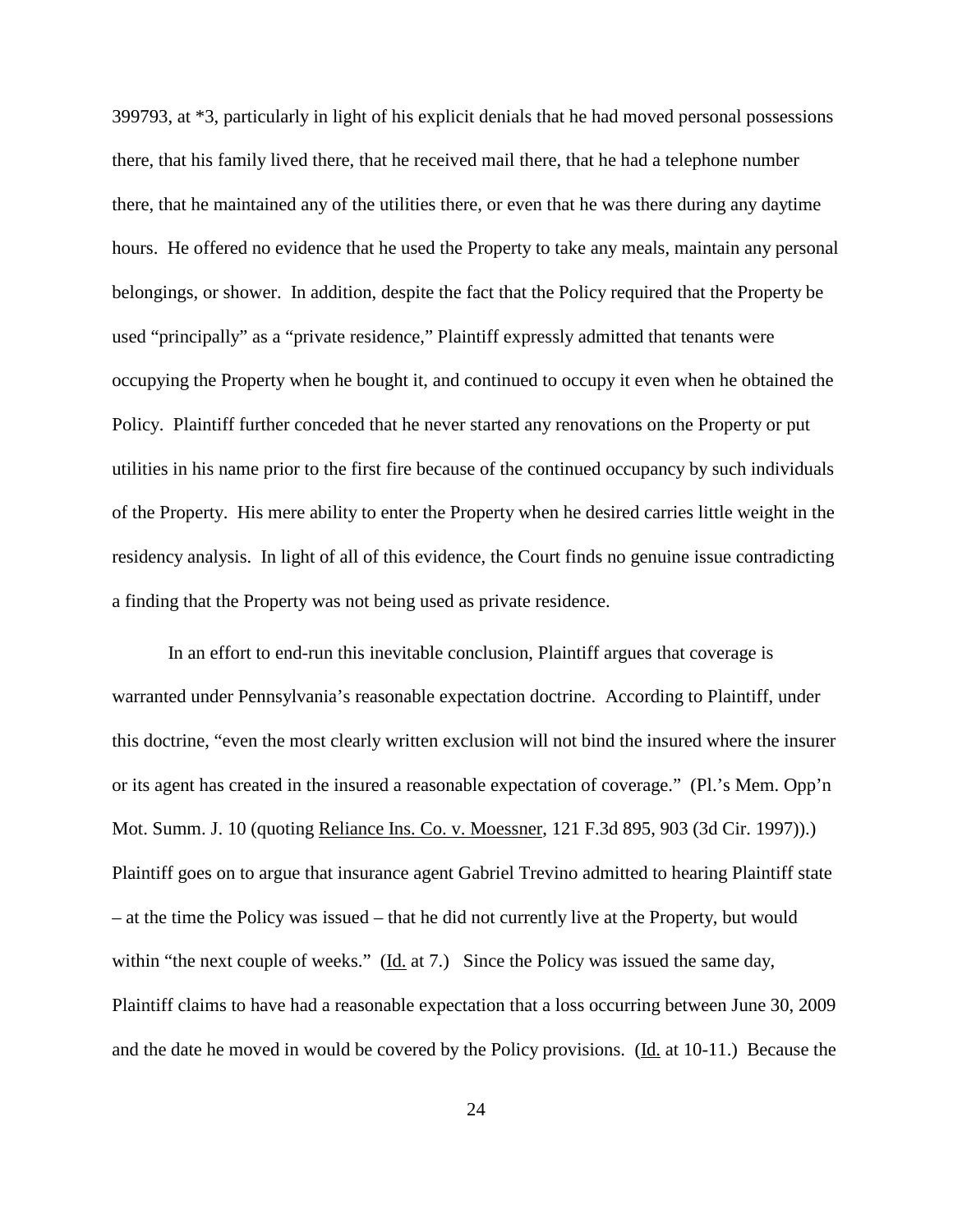399793, at *3, particularly in light of his explicit denials that he had moved personal possessions there, that his family lived there, that he received mail there, that he had a telephone number there, that he maintained any of the utilities there, or even that he was there during any daytime hours. He offered no evidence that he used the Property to take any meals, maintain any personal belongings, or shower. In addition, despite the fact that the Policy required that the Property be used "principally" as a "private residence," Plaintiff expressly admitted that tenants were occupying the Property when he bought it, and continued to occupy it even when he obtained the Policy. Plaintiff further conceded that he never started any renovations on the Property or put utilities in his name prior to the first fire because of the continued occupancy by such individuals of the Property. His mere ability to enter the Property when he desired carries little weight in the residency analysis. In light of all of this evidence, the Court finds no genuine issue contradicting a finding that the Property was not being used as private residence.

In an effort to end-run this inevitable conclusion, Plaintiff argues that coverage is warranted under Pennsylvania's reasonable expectation doctrine. According to Plaintiff, under this doctrine, "even the most clearly written exclusion will not bind the insured where the insurer or its agent has created in the insured a reasonable expectation of coverage." (Pl.'s Mem. Opp'n Mot. Summ. J. 10 (quoting Reliance Ins. Co. v. Moessner, 121 F.3d 895, 903 (3d Cir. 1997)).) Plaintiff goes on to argue that insurance agent Gabriel Trevino admitted to hearing Plaintiff state – at the time the Policy was issued – that he did not currently live at the Property, but would within "the next couple of weeks." (Id. at 7.) Since the Policy was issued the same day, Plaintiff claims to have had a reasonable expectation that a loss occurring between June 30, 2009 and the date he moved in would be covered by the Policy provisions. (Id. at 10-11.) Because the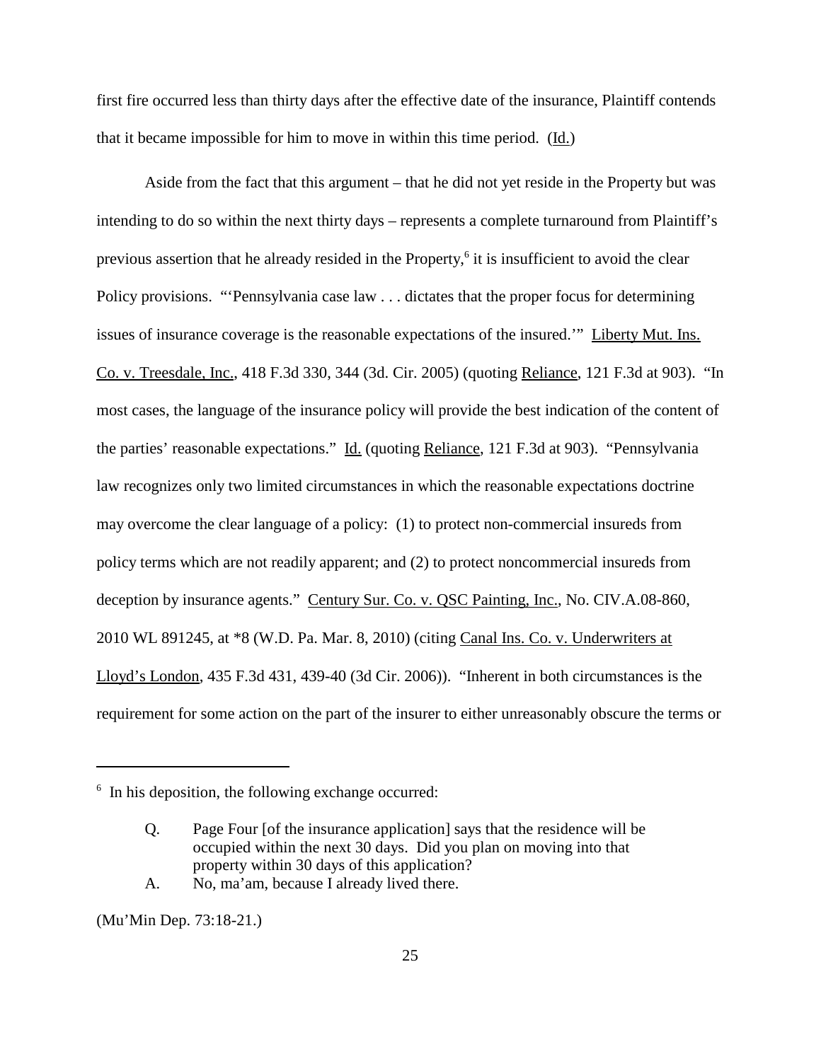first fire occurred less than thirty days after the effective date of the insurance, Plaintiff contends that it became impossible for him to move in within this time period. (Id.)

Aside from the fact that this argument – that he did not yet reside in the Property but was intending to do so within the next thirty days – represents a complete turnaround from Plaintiff's previous assertion that he already resided in the Property,[6] it is insufficient to avoid the clear Policy provisions. "'Pennsylvania case law . . . dictates that the proper focus for determining issues of insurance coverage is the reasonable expectations of the insured.'" Liberty Mut. Ins. Co. v. Treesdale, Inc., 418 F.3d 330, 344 (3d. Cir. 2005) (quoting Reliance, 121 F.3d at 903). "In most cases, the language of the insurance policy will provide the best indication of the content of the parties' reasonable expectations." Id. (quoting Reliance, 121 F.3d at 903). "Pennsylvania law recognizes only two limited circumstances in which the reasonable expectations doctrine may overcome the clear language of a policy: (1) to protect non-commercial insureds from policy terms which are not readily apparent; and (2) to protect noncommercial insureds from deception by insurance agents." Century Sur. Co. v. QSC Painting, Inc., No. CIV.A.08-860, 2010 WL 891245, at *8 (W.D. Pa. Mar. 8, 2010) (citing Canal Ins. Co. v. Underwriters at Lloyd's London, 435 F.3d 431, 439-40 (3d Cir. 2006)). "Inherent in both circumstances is the requirement for some action on the part of the insurer to either unreasonably obscure the terms or

---

[6] In his deposition, the following exchange occurred:

> Q. Page Four [of the insurance application] says that the residence will be occupied within the next 30 days. Did you plan on moving into that property within 30 days of this application?
>
> A. No, ma'am, because I already lived there.

(Mu'Min Dep. 73:18-21.)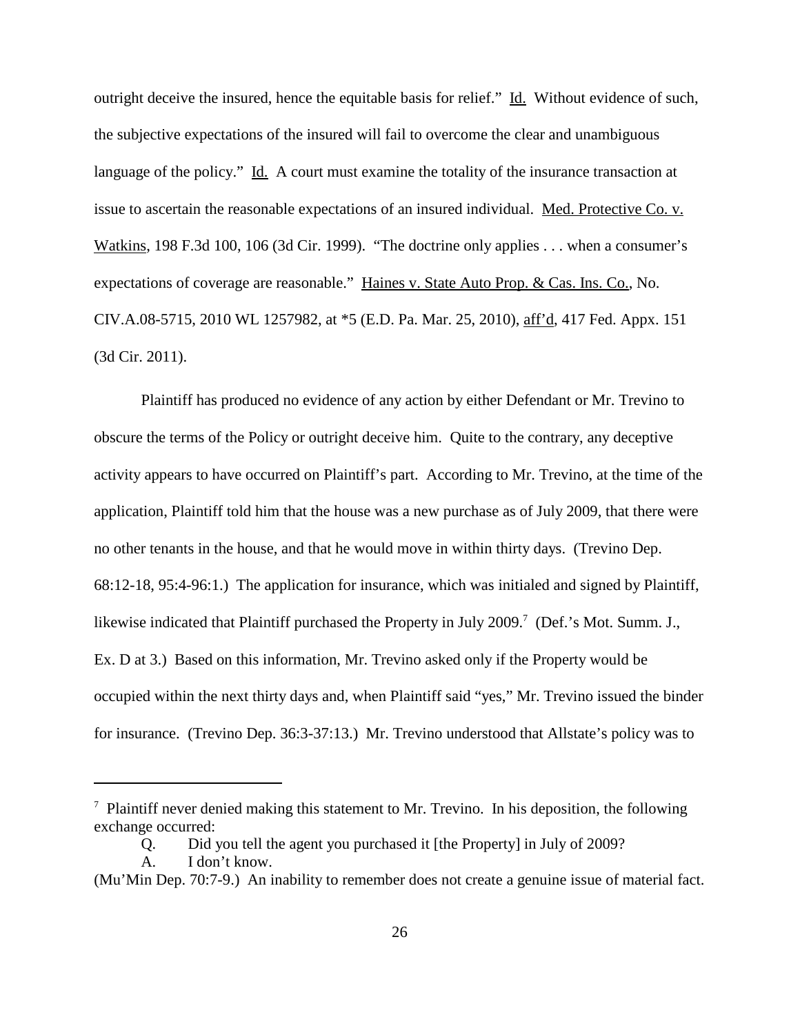outright deceive the insured, hence the equitable basis for relief." Id. Without evidence of such, the subjective expectations of the insured will fail to overcome the clear and unambiguous language of the policy." Id. A court must examine the totality of the insurance transaction at issue to ascertain the reasonable expectations of an insured individual. Med. Protective Co. v. Watkins, 198 F.3d 100, 106 (3d Cir. 1999). "The doctrine only applies . . . when a consumer's expectations of coverage are reasonable." Haines v. State Auto Prop. & Cas. Ins. Co., No. CIV.A.08-5715, 2010 WL 1257982, at *5 (E.D. Pa. Mar. 25, 2010), aff'd, 417 Fed. Appx. 151 (3d Cir. 2011).

Plaintiff has produced no evidence of any action by either Defendant or Mr. Trevino to obscure the terms of the Policy or outright deceive him. Quite to the contrary, any deceptive activity appears to have occurred on Plaintiff's part. According to Mr. Trevino, at the time of the application, Plaintiff told him that the house was a new purchase as of July 2009, that there were no other tenants in the house, and that he would move in within thirty days. (Trevino Dep. 68:12-18, 95:4-96:1.) The application for insurance, which was initialed and signed by Plaintiff, likewise indicated that Plaintiff purchased the Property in July 2009.[7] (Def.'s Mot. Summ. J., Ex. D at 3.) Based on this information, Mr. Trevino asked only if the Property would be occupied within the next thirty days and, when Plaintiff said "yes," Mr. Trevino issued the binder for insurance. (Trevino Dep. 36:3-37:13.) Mr. Trevino understood that Allstate's policy was to

---

[7] Plaintiff never denied making this statement to Mr. Trevino. In his deposition, the following exchange occurred:

> Q. Did you tell the agent you purchased it [the Property] in July of 2009?
>
> A. I don't know.

(Mu'Min Dep. 70:7-9.) An inability to remember does not create a genuine issue of material fact.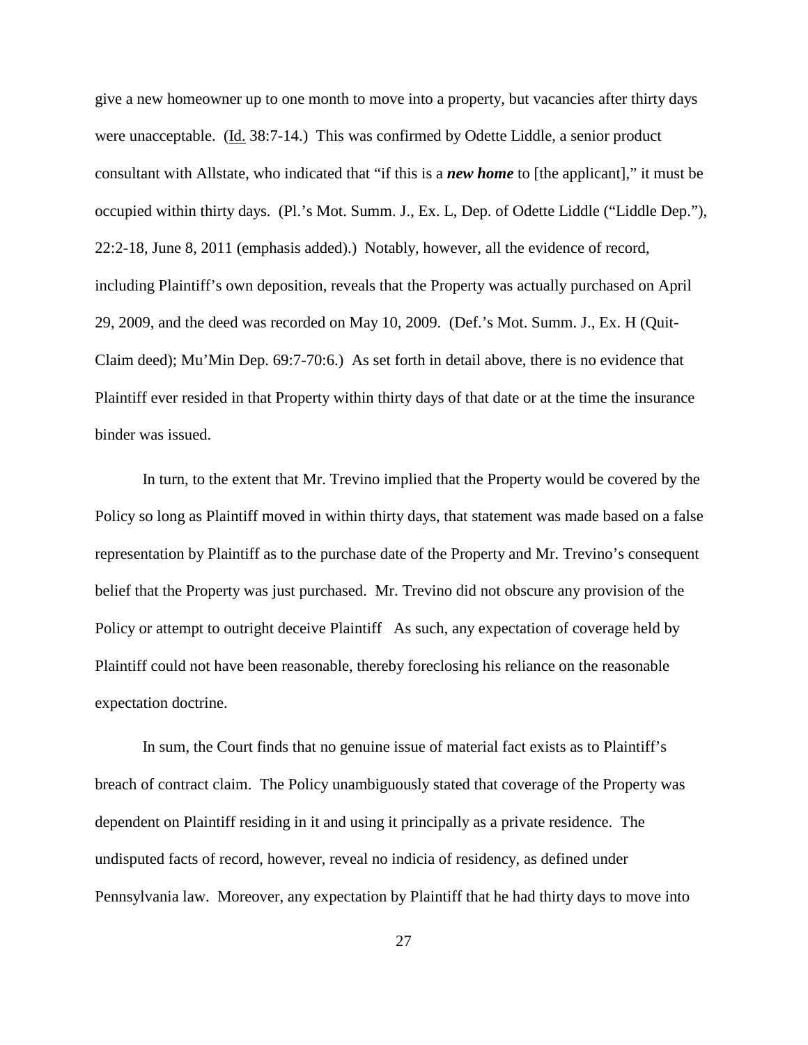give a new homeowner up to one month to move into a property, but vacancies after thirty days were unacceptable. (Id. 38:7-14.) This was confirmed by Odette Liddle, a senior product consultant with Allstate, who indicated that "if this is a ***new home*** to [the applicant]," it must be occupied within thirty days. (Pl.'s Mot. Summ. J., Ex. L, Dep. of Odette Liddle ("Liddle Dep."), 22:2-18, June 8, 2011 (emphasis added).) Notably, however, all the evidence of record, including Plaintiff's own deposition, reveals that the Property was actually purchased on April 29, 2009, and the deed was recorded on May 10, 2009. (Def.'s Mot. Summ. J., Ex. H (Quit-Claim deed); Mu'Min Dep. 69:7-70:6.) As set forth in detail above, there is no evidence that Plaintiff ever resided in that Property within thirty days of that date or at the time the insurance binder was issued.

In turn, to the extent that Mr. Trevino implied that the Property would be covered by the Policy so long as Plaintiff moved in within thirty days, that statement was made based on a false representation by Plaintiff as to the purchase date of the Property and Mr. Trevino's consequent belief that the Property was just purchased. Mr. Trevino did not obscure any provision of the Policy or attempt to outright deceive Plaintiff As such, any expectation of coverage held by Plaintiff could not have been reasonable, thereby foreclosing his reliance on the reasonable expectation doctrine.

In sum, the Court finds that no genuine issue of material fact exists as to Plaintiff's breach of contract claim. The Policy unambiguously stated that coverage of the Property was dependent on Plaintiff residing in it and using it principally as a private residence. The undisputed facts of record, however, reveal no indicia of residency, as defined under Pennsylvania law. Moreover, any expectation by Plaintiff that he had thirty days to move into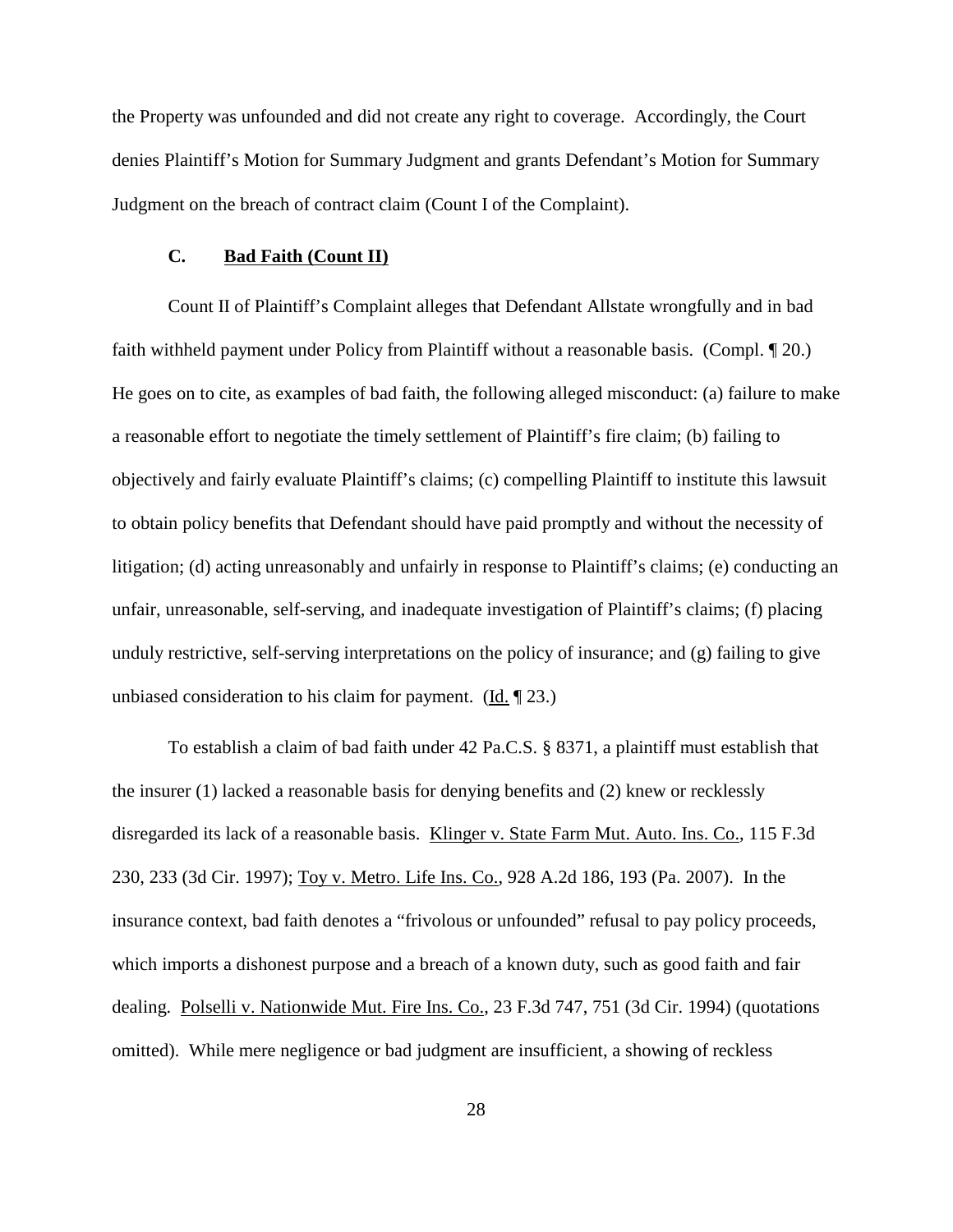the Property was unfounded and did not create any right to coverage. Accordingly, the Court denies Plaintiff's Motion for Summary Judgment and grants Defendant's Motion for Summary Judgment on the breach of contract claim (Count I of the Complaint).

### C. Bad Faith (Count II)

Count II of Plaintiff's Complaint alleges that Defendant Allstate wrongfully and in bad faith withheld payment under Policy from Plaintiff without a reasonable basis. (Compl. ¶ 20.) He goes on to cite, as examples of bad faith, the following alleged misconduct: (a) failure to make a reasonable effort to negotiate the timely settlement of Plaintiff's fire claim; (b) failing to objectively and fairly evaluate Plaintiff's claims; (c) compelling Plaintiff to institute this lawsuit to obtain policy benefits that Defendant should have paid promptly and without the necessity of litigation; (d) acting unreasonably and unfairly in response to Plaintiff's claims; (e) conducting an unfair, unreasonable, self-serving, and inadequate investigation of Plaintiff's claims; (f) placing unduly restrictive, self-serving interpretations on the policy of insurance; and (g) failing to give unbiased consideration to his claim for payment. (Id. ¶ 23.)

To establish a claim of bad faith under 42 Pa.C.S. § 8371, a plaintiff must establish that the insurer (1) lacked a reasonable basis for denying benefits and (2) knew or recklessly disregarded its lack of a reasonable basis. Klinger v. State Farm Mut. Auto. Ins. Co., 115 F.3d 230, 233 (3d Cir. 1997); Toy v. Metro. Life Ins. Co., 928 A.2d 186, 193 (Pa. 2007). In the insurance context, bad faith denotes a "frivolous or unfounded" refusal to pay policy proceeds, which imports a dishonest purpose and a breach of a known duty, such as good faith and fair dealing. Polselli v. Nationwide Mut. Fire Ins. Co., 23 F.3d 747, 751 (3d Cir. 1994) (quotations omitted). While mere negligence or bad judgment are insufficient, a showing of reckless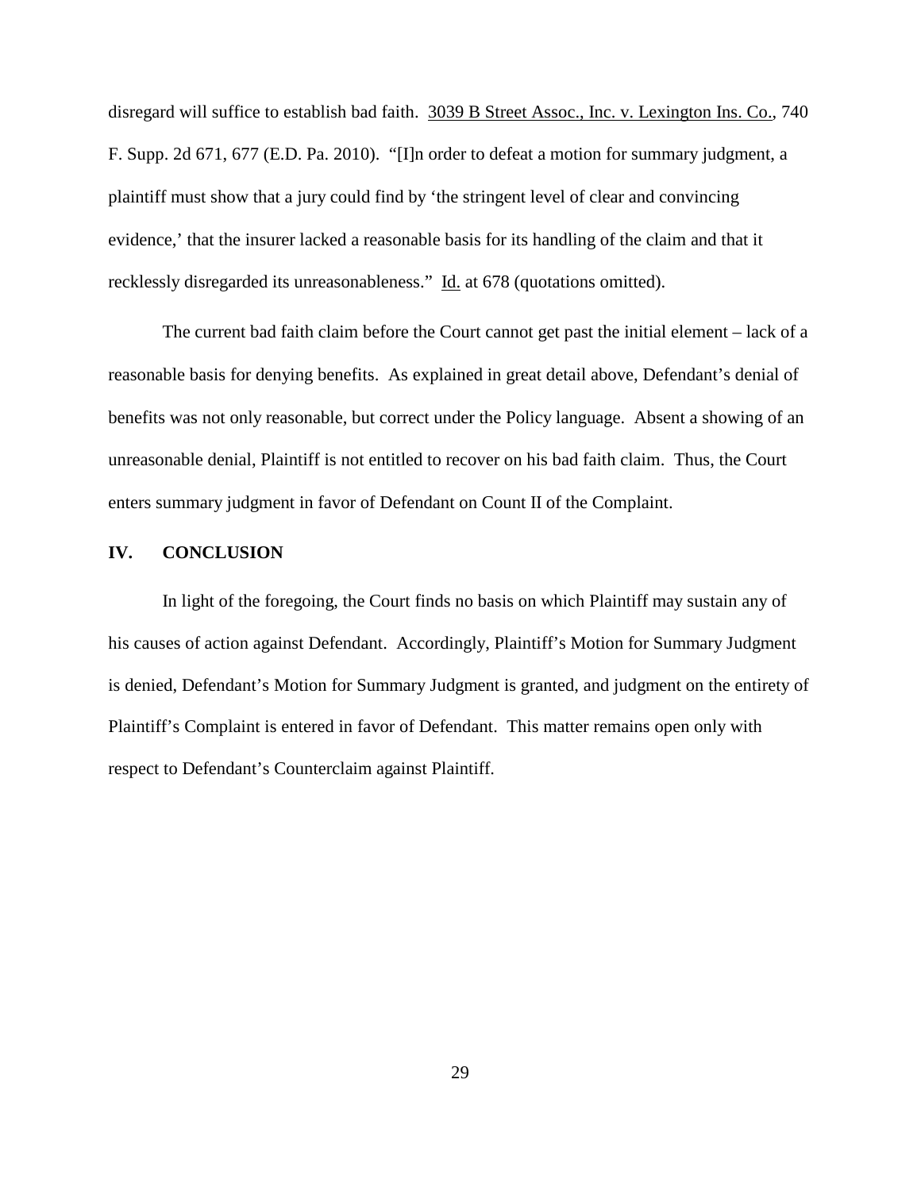disregard will suffice to establish bad faith. 3039 B Street Assoc., Inc. v. Lexington Ins. Co., 740 F. Supp. 2d 671, 677 (E.D. Pa. 2010). "[I]n order to defeat a motion for summary judgment, a plaintiff must show that a jury could find by 'the stringent level of clear and convincing evidence,' that the insurer lacked a reasonable basis for its handling of the claim and that it recklessly disregarded its unreasonableness." Id. at 678 (quotations omitted).

The current bad faith claim before the Court cannot get past the initial element – lack of a reasonable basis for denying benefits. As explained in great detail above, Defendant's denial of benefits was not only reasonable, but correct under the Policy language. Absent a showing of an unreasonable denial, Plaintiff is not entitled to recover on his bad faith claim. Thus, the Court enters summary judgment in favor of Defendant on Count II of the Complaint.

## IV. CONCLUSION

In light of the foregoing, the Court finds no basis on which Plaintiff may sustain any of his causes of action against Defendant. Accordingly, Plaintiff's Motion for Summary Judgment is denied, Defendant's Motion for Summary Judgment is granted, and judgment on the entirety of Plaintiff's Complaint is entered in favor of Defendant. This matter remains open only with respect to Defendant's Counterclaim against Plaintiff.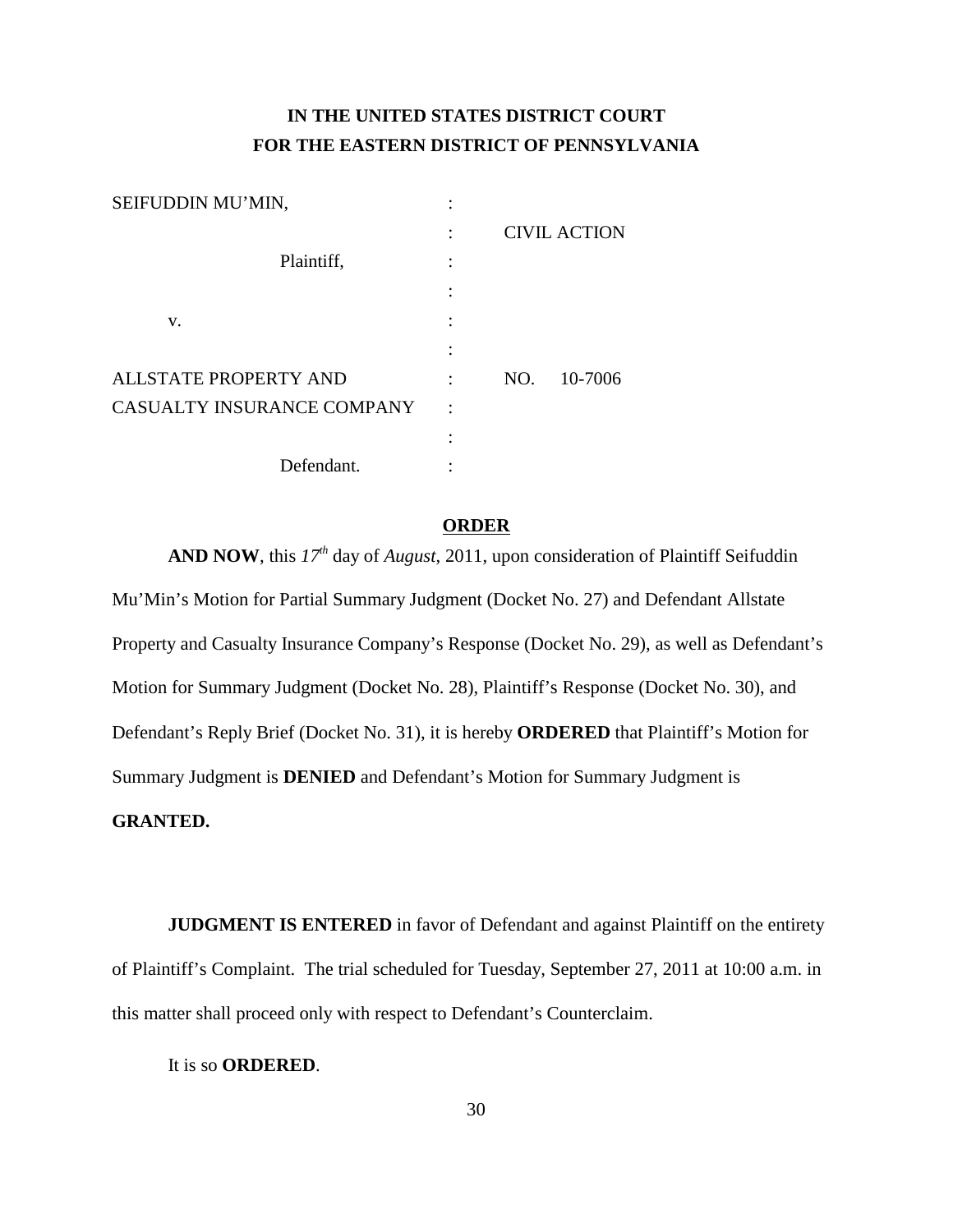**IN THE UNITED STATES DISTRICT COURT**
**FOR THE EASTERN DISTRICT OF PENNSYLVANIA**

| | | |
|---|---|---|
| SEIFUDDIN MU'MIN, | : | |
| | : | CIVIL ACTION |
| Plaintiff, | : | |
| | : | |
| v. | : | |
| | : | |
| ALLSTATE PROPERTY AND | : | NO. 10-7006 |
| CASUALTY INSURANCE COMPANY | : | |
| | : | |
| Defendant. | : | |

**ORDER**

**AND NOW**, this *17th* day of *August*, 2011, upon consideration of Plaintiff Seifuddin Mu'Min's Motion for Partial Summary Judgment (Docket No. 27) and Defendant Allstate Property and Casualty Insurance Company's Response (Docket No. 29), as well as Defendant's Motion for Summary Judgment (Docket No. 28), Plaintiff's Response (Docket No. 30), and Defendant's Reply Brief (Docket No. 31), it is hereby **ORDERED** that Plaintiff's Motion for Summary Judgment is **DENIED** and Defendant's Motion for Summary Judgment is **GRANTED.**

**JUDGMENT IS ENTERED** in favor of Defendant and against Plaintiff on the entirety of Plaintiff's Complaint. The trial scheduled for Tuesday, September 27, 2011 at 10:00 a.m. in this matter shall proceed only with respect to Defendant's Counterclaim.

It is so **ORDERED**.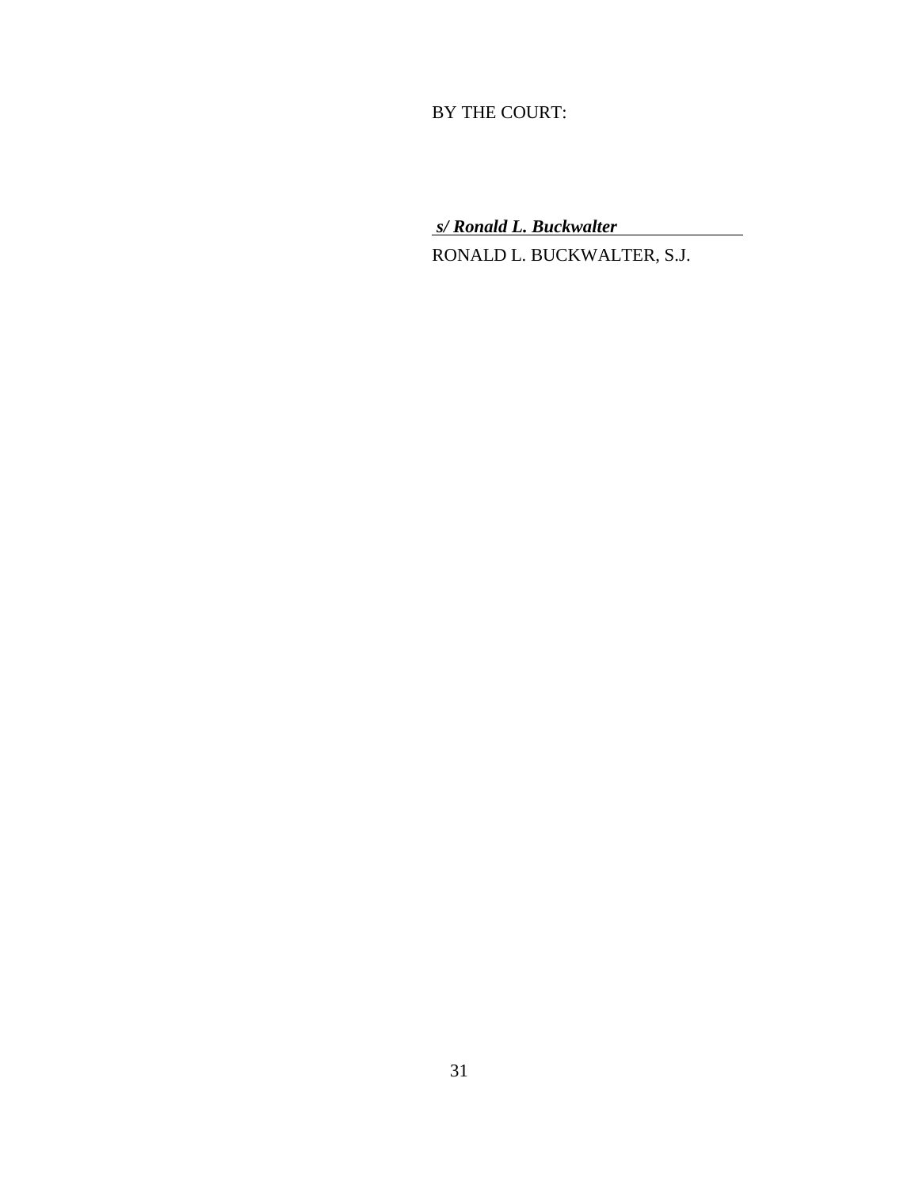BY THE COURT:

***s/ Ronald L. Buckwalter***

RONALD L. BUCKWALTER, S.J.